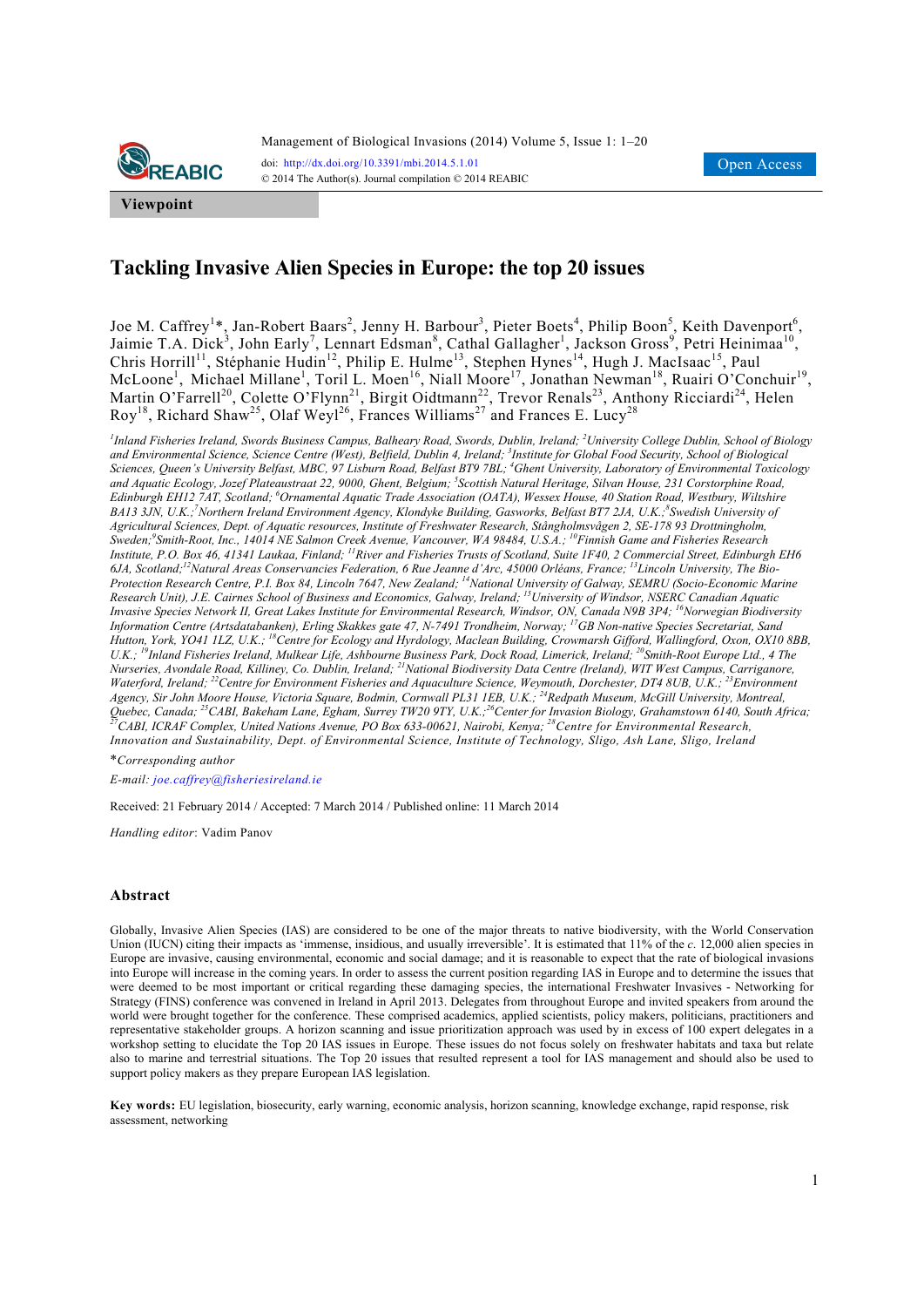Viewpoint

# Tackling Invasive Alien Species in Europe: the top 20 issues

Joe M. Caffrey[1]*, Jan-Robert Baars[2], Jenny H. Barbour[3], Pieter Boets[4], Philip Boon[5], Keith Davenport[6], Jaimie T.A. Dick[3], John Early[7], Lennart Edsman[8], Cathal Gallagher[1], Jackson Gross[9], Petri Heinimaa[10], Chris Horrill[11], Stéphanie Hudin[12], Philip E. Hulme[13], Stephen Hynes[14], Hugh J. MacIsaac[15], Paul McLoone[1], Michael Millane[1], Toril L. Moen[16], Niall Moore[17], Jonathan Newman[18], Ruairi O'Conchuir[19], Martin O'Farrell[20], Colette O'Flynn[21], Birgit Oidtmann[22], Trevor Renals[23], Anthony Ricciardi[24], Helen Roy[18], Richard Shaw[25], Olaf Weyl[26], Frances Williams[27] and Frances E. Lucy[28]

*[1]Inland Fisheries Ireland, Swords Business Campus, Balheary Road, Swords, Dublin, Ireland; [2]University College Dublin, School of Biology and Environmental Science, Science Centre (West), Belfield, Dublin 4, Ireland; [3]Institute for Global Food Security, School of Biological Sciences, Queen's University Belfast, MBC, 97 Lisburn Road, Belfast BT9 7BL; [4]Ghent University, Laboratory of Environmental Toxicology and Aquatic Ecology, Jozef Plateaustraat 22, 9000, Ghent, Belgium; [5]Scottish Natural Heritage, Silvan House, 231 Corstorphine Road, Edinburgh EH12 7AT, Scotland; [6]Ornamental Aquatic Trade Association (OATA), Wessex House, 40 Station Road, Westbury, Wiltshire BA13 3JN, U.K.;[7]Northern Ireland Environment Agency, Klondyke Building, Gasworks, Belfast BT7 2JA, U.K.;[8]Swedish University of Agricultural Sciences, Dept. of Aquatic resources, Institute of Freshwater Research, Stångholmsvågen 2, SE-178 93 Drottningholm, Sweden;[9]Smith-Root, Inc., 14014 NE Salmon Creek Avenue, Vancouver, WA 98484, U.S.A.; [10]Finnish Game and Fisheries Research Institute, P.O. Box 46, 41341 Laukaa, Finland; [11]River and Fisheries Trusts of Scotland, Suite 1F40, 2 Commercial Street, Edinburgh EH6 6JA, Scotland;[12]Natural Areas Conservancies Federation, 6 Rue Jeanne d'Arc, 45000 Orléans, France; [13]Lincoln University, The Bio-Protection Research Centre, P.O. Box 84, Lincoln 7647, New Zealand; [14]National University of Galway, SEMRU (Socio-Economic Marine Research Unit), J.E. Cairnes School of Business and Economics, Galway, Ireland; [15]University of Windsor, NSERC Canadian Aquatic Invasive Species Network II, Great Lakes Institute for Environmental Research, Windsor, ON, Canada N9B 3P4; [16]Norwegian Biodiversity Information Centre (Artsdatabanken), Erling Skakkes gate 47, N-7491 Trondheim, Norway; [17]GB Non-native Species Secretariat, Sand Hutton, York, YO41 1LZ, U.K.; [18]Centre for Ecology and Hyrdology, Maclean Building, Crowmarsh Gifford, Wallingford, Oxon, OX10 8BB, U.K.; [19]Inland Fisheries Ireland, Mulkear Life, Ashbourne Business Park, Dock Road, Limerick, Ireland; [20]Smith-Root Europe Ltd., 4 The Nurseries, Avondale Road, Killiney, Co. Dublin, Ireland; [21]National Biodiversity Data Centre (Ireland), WIT West Campus, Carriganore, Waterford, Ireland; [22]Centre for Environment Fisheries and Aquaculture Science, Weymouth, Dorchester, DT4 8UB, U.K.; [23]Environment Agency, Sir John Moore House, Victoria Square, Bodmin, Cornwall PL31 1EB, U.K.; [24]Redpath Museum, McGill University, Montreal, Quebec, Canada; [25]CABI, Bakeham Lane, Egham, Surrey TW20 9TY, U.K.;[26]Center for Invasion Biology, Grahamstown 6140, South Africa; [27]CABI, ICRAF Complex, United Nations Avenue, PO Box 633-00621, Nairobi, Kenya; [28]Centre for Environmental Research, Innovation and Sustainability, Dept. of Environmental Science, Institute of Technology, Sligo, Ash Lane, Sligo, Ireland*

*\*Corresponding author*

*E-mail: joe.caffrey@fisheriesireland.ie*

Received: 21 February 2014 / Accepted: 7 March 2014 / Published online: 11 March 2014

*Handling editor*: Vadim Panov

## Abstract

Globally, Invasive Alien Species (IAS) are considered to be one of the major threats to native biodiversity, with the World Conservation Union (IUCN) citing their impacts as 'immense, insidious, and usually irreversible'. It is estimated that 11% of the *c.* 12,000 alien species in Europe are invasive, causing environmental, economic and social damage; and it is reasonable to expect that the rate of biological invasions into Europe will increase in the coming years. In order to assess the current position regarding IAS in Europe and to determine the issues that were deemed to be most important or critical regarding these damaging species, the international Freshwater Invasives - Networking for Strategy (FINS) conference was convened in Ireland in April 2013. Delegates from throughout Europe and invited speakers from around the world were brought together for the conference. These comprised academics, applied scientists, policy makers, politicians, practitioners and representative stakeholder groups. A horizon scanning and issue prioritization approach was used by in excess of 100 expert delegates in a workshop setting to elucidate the Top 20 IAS issues in Europe. These issues do not focus solely on freshwater habitats and taxa but relate also to marine and terrestrial situations. The Top 20 issues that resulted represent a tool for IAS management and should also be used to support policy makers as they prepare European IAS legislation.

**Key words:** EU legislation, biosecurity, early warning, economic analysis, horizon scanning, knowledge exchange, rapid response, risk assessment, networking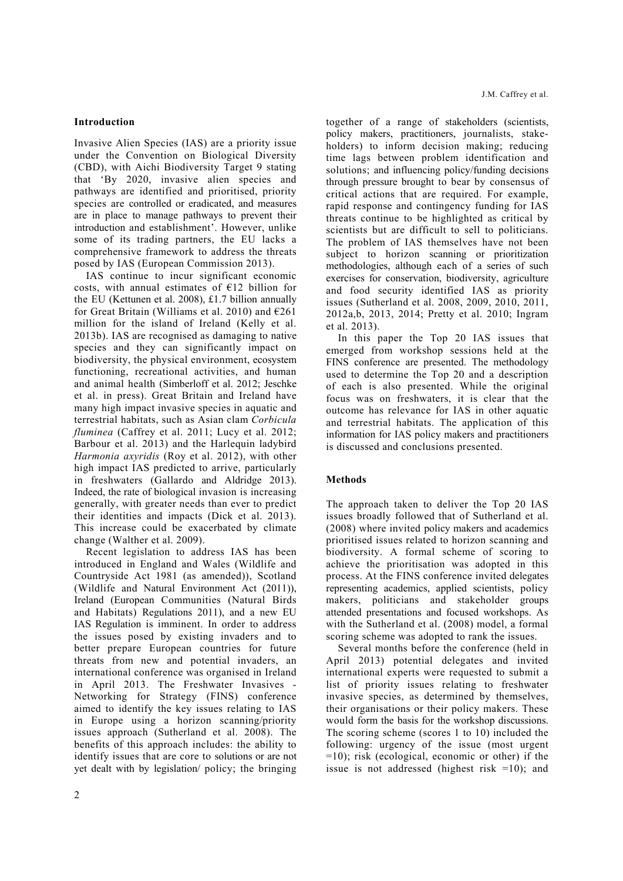## Introduction

Invasive Alien Species (IAS) are a priority issue under the Convention on Biological Diversity (CBD), with Aichi Biodiversity Target 9 stating that 'By 2020, invasive alien species and pathways are identified and prioritised, priority species are controlled or eradicated, and measures are in place to manage pathways to prevent their introduction and establishment'. However, unlike some of its trading partners, the EU lacks a comprehensive framework to address the threats posed by IAS (European Commission 2013).

IAS continue to incur significant economic costs, with annual estimates of €12 billion for the EU (Kettunen et al. 2008), £1.7 billion annually for Great Britain (Williams et al. 2010) and €261 million for the island of Ireland (Kelly et al. 2013b). IAS are recognised as damaging to native species and they can significantly impact on biodiversity, the physical environment, ecosystem functioning, recreational activities, and human and animal health (Simberloff et al. 2012; Jeschke et al. in press). Great Britain and Ireland have many high impact invasive species in aquatic and terrestrial habitats, such as Asian clam *Corbicula fluminea* (Caffrey et al. 2011; Lucy et al. 2012; Barbour et al. 2013) and the Harlequin ladybird *Harmonia axyridis* (Roy et al. 2012), with other high impact IAS predicted to arrive, particularly in freshwaters (Gallardo and Aldridge 2013). Indeed, the rate of biological invasion is increasing generally, with greater needs than ever to predict their identities and impacts (Dick et al. 2013). This increase could be exacerbated by climate change (Walther et al. 2009).

Recent legislation to address IAS has been introduced in England and Wales (Wildlife and Countryside Act 1981 (as amended)), Scotland (Wildlife and Natural Environment Act (2011)), Ireland (European Communities (Natural Birds and Habitats) Regulations 2011), and a new EU IAS Regulation is imminent. In order to address the issues posed by existing invaders and to better prepare European countries for future threats from new and potential invaders, an international conference was organised in Ireland in April 2013. The Freshwater Invasives - Networking for Strategy (FINS) conference aimed to identify the key issues relating to IAS in Europe using a horizon scanning/priority issues approach (Sutherland et al. 2008). The benefits of this approach includes: the ability to identify issues that are core to solutions or are not yet dealt with by legislation/ policy; the bringing together of a range of stakeholders (scientists, policy makers, practitioners, journalists, stakeholders) to inform decision making; reducing time lags between problem identification and solutions; and influencing policy/funding decisions through pressure brought to bear by consensus of critical actions that are required. For example, rapid response and contingency funding for IAS threats continue to be highlighted as critical by scientists but are difficult to sell to politicians. The problem of IAS themselves have not been subject to horizon scanning or prioritization methodologies, although each of a series of such exercises for conservation, biodiversity, agriculture and food security identified IAS as priority issues (Sutherland et al. 2008, 2009, 2010, 2011, 2012a,b, 2013, 2014; Pretty et al. 2010; Ingram et al. 2013).

In this paper the Top 20 IAS issues that emerged from workshop sessions held at the FINS conference are presented. The methodology used to determine the Top 20 and a description of each is also presented. While the original focus was on freshwaters, it is clear that the outcome has relevance for IAS in other aquatic and terrestrial habitats. The application of this information for IAS policy makers and practitioners is discussed and conclusions presented.

## Methods

The approach taken to deliver the Top 20 IAS issues broadly followed that of Sutherland et al. (2008) where invited policy makers and academics prioritised issues related to horizon scanning and biodiversity. A formal scheme of scoring to achieve the prioritisation was adopted in this process. At the FINS conference invited delegates representing academics, applied scientists, policy makers, politicians and stakeholder groups attended presentations and focused workshops. As with the Sutherland et al. (2008) model, a formal scoring scheme was adopted to rank the issues.

Several months before the conference (held in April 2013) potential delegates and invited international experts were requested to submit a list of priority issues relating to freshwater invasive species, as determined by themselves, their organisations or their policy makers. These would form the basis for the workshop discussions. The scoring scheme (scores 1 to 10) included the following: urgency of the issue (most urgent =10); risk (ecological, economic or other) if the issue is not addressed (highest risk =10); and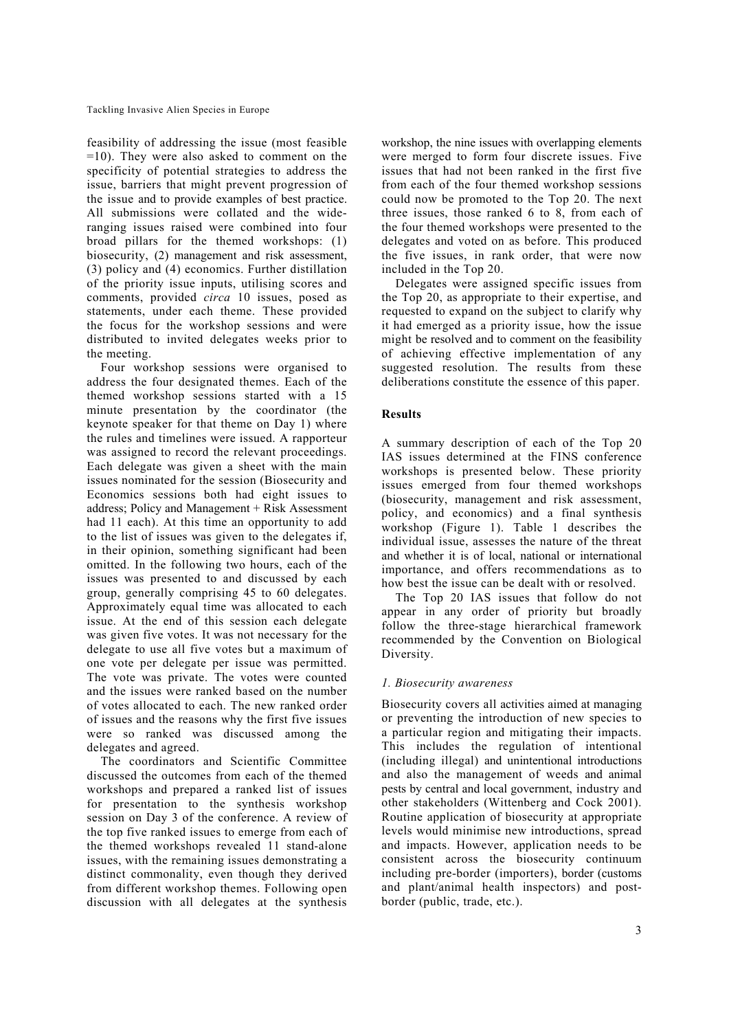feasibility of addressing the issue (most feasible =10). They were also asked to comment on the specificity of potential strategies to address the issue, barriers that might prevent progression of the issue and to provide examples of best practice. All submissions were collated and the wide-ranging issues raised were combined into four broad pillars for the themed workshops: (1) biosecurity, (2) management and risk assessment, (3) policy and (4) economics. Further distillation of the priority issue inputs, utilising scores and comments, provided *circa* 10 issues, posed as statements, under each theme. These provided the focus for the workshop sessions and were distributed to invited delegates weeks prior to the meeting.

Four workshop sessions were organised to address the four designated themes. Each of the themed workshop sessions started with a 15 minute presentation by the coordinator (the keynote speaker for that theme on Day 1) where the rules and timelines were issued. A rapporteur was assigned to record the relevant proceedings. Each delegate was given a sheet with the main issues nominated for the session (Biosecurity and Economics sessions both had eight issues to address; Policy and Management + Risk Assessment had 11 each). At this time an opportunity to add to the list of issues was given to the delegates if, in their opinion, something significant had been omitted. In the following two hours, each of the issues was presented to and discussed by each group, generally comprising 45 to 60 delegates. Approximately equal time was allocated to each issue. At the end of this session each delegate was given five votes. It was not necessary for the delegate to use all five votes but a maximum of one vote per delegate per issue was permitted. The vote was private. The votes were counted and the issues were ranked based on the number of votes allocated to each. The new ranked order of issues and the reasons why the first five issues were so ranked was discussed among the delegates and agreed.

The coordinators and Scientific Committee discussed the outcomes from each of the themed workshops and prepared a ranked list of issues for presentation to the synthesis workshop session on Day 3 of the conference. A review of the top five ranked issues to emerge from each of the themed workshops revealed 11 stand-alone issues, with the remaining issues demonstrating a distinct commonality, even though they derived from different workshop themes. Following open discussion with all delegates at the synthesis workshop, the nine issues with overlapping elements were merged to form four discrete issues. Five issues that had not been ranked in the first five from each of the four themed workshop sessions could now be promoted to the Top 20. The next three issues, those ranked 6 to 8, from each of the four themed workshops were presented to the delegates and voted on as before. This produced the five issues, in rank order, that were now included in the Top 20.

Delegates were assigned specific issues from the Top 20, as appropriate to their expertise, and requested to expand on the subject to clarify why it had emerged as a priority issue, how the issue might be resolved and to comment on the feasibility of achieving effective implementation of any suggested resolution. The results from these deliberations constitute the essence of this paper.

## Results

A summary description of each of the Top 20 IAS issues determined at the FINS conference workshops is presented below. These priority issues emerged from four themed workshops (biosecurity, management and risk assessment, policy, and economics) and a final synthesis workshop (Figure 1). Table 1 describes the individual issue, assesses the nature of the threat and whether it is of local, national or international importance, and offers recommendations as to how best the issue can be dealt with or resolved.

The Top 20 IAS issues that follow do not appear in any order of priority but broadly follow the three-stage hierarchical framework recommended by the Convention on Biological Diversity.

### *1. Biosecurity awareness*

Biosecurity covers all activities aimed at managing or preventing the introduction of new species to a particular region and mitigating their impacts. This includes the regulation of intentional (including illegal) and unintentional introductions and also the management of weeds and animal pests by central and local government, industry and other stakeholders (Wittenberg and Cock 2001). Routine application of biosecurity at appropriate levels would minimise new introductions, spread and impacts. However, application needs to be consistent across the biosecurity continuum including pre-border (importers), border (customs and plant/animal health inspectors) and post-border (public, trade, etc.).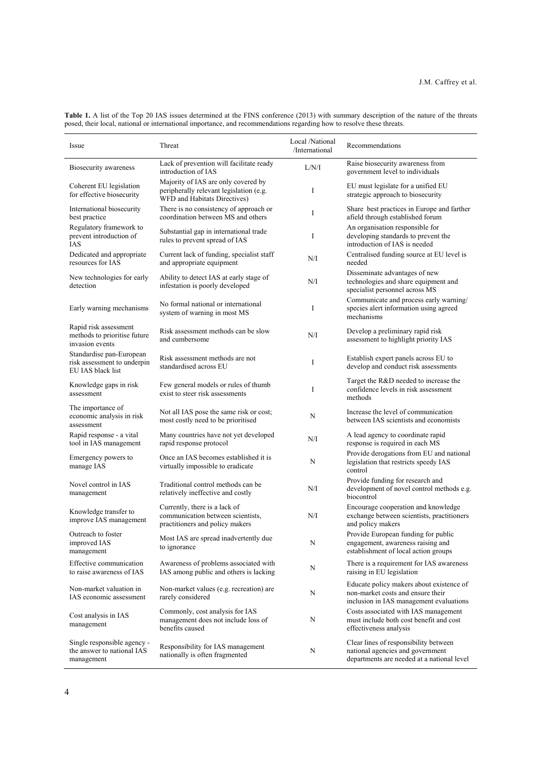**Table 1.** A list of the Top 20 IAS issues determined at the FINS conference (2013) with summary description of the nature of the threats posed, their local, national or international importance, and recommendations regarding how to resolve these threats.

| Issue | Threat | Local /National /International | Recommendations |
|---|---|---|---|
| Biosecurity awareness | Lack of prevention will facilitate ready introduction of IAS | L/N/I | Raise biosecurity awareness from government level to individuals |
| Coherent EU legislation for effective biosecurity | Majority of IAS are only covered by peripherally relevant legislation (e.g. WFD and Habitats Directives) | I | EU must legislate for a unified EU strategic approach to biosecurity |
| International biosecurity best practice | There is no consistency of approach or coordination between MS and others | I | Share best practices in Europe and farther afield through established forum |
| Regulatory framework to prevent introduction of IAS | Substantial gap in international trade rules to prevent spread of IAS | I | An organisation responsible for developing standards to prevent the introduction of IAS is needed |
| Dedicated and appropriate resources for IAS | Current lack of funding, specialist staff and appropriate equipment | N/I | Centralised funding source at EU level is needed |
| New technologies for early detection | Ability to detect IAS at early stage of infestation is poorly developed | N/I | Disseminate advantages of new technologies and share equipment and specialist personnel across MS |
| Early warning mechanisms | No formal national or international system of warning in most MS | I | Communicate and process early warning/ species alert information using agreed mechanisms |
| Rapid risk assessment methods to prioritise future invasion events | Risk assessment methods can be slow and cumbersome | N/I | Develop a preliminary rapid risk assessment to highlight priority IAS |
| Standardise pan-European risk assessment to underpin EU IAS black list | Risk assessment methods are not standardised across EU | I | Establish expert panels across EU to develop and conduct risk assessments |
| Knowledge gaps in risk assessment | Few general models or rules of thumb exist to steer risk assessments | I | Target the R&D needed to increase the confidence levels in risk assessment methods |
| The importance of economic analysis in risk assessment | Not all IAS pose the same risk or cost; most costly need to be prioritised | N | Increase the level of communication between IAS scientists and economists |
| Rapid response - a vital tool in IAS management | Many countries have not yet developed rapid response protocol | N/I | A lead agency to coordinate rapid response is required in each MS |
| Emergency powers to manage IAS | Once an IAS becomes established it is virtually impossible to eradicate | N | Provide derogations from EU and national legislation that restricts speedy IAS control |
| Novel control in IAS management | Traditional control methods can be relatively ineffective and costly | N/I | Provide funding for research and development of novel control methods e.g. biocontrol |
| Knowledge transfer to improve IAS management | Currently, there is a lack of communication between scientists, practitioners and policy makers | N/I | Encourage cooperation and knowledge exchange between scientists, practitioners and policy makers |
| Outreach to foster improved IAS management | Most IAS are spread inadvertently due to ignorance | N | Provide European funding for public engagement, awareness raising and establishment of local action groups |
| Effective communication to raise awareness of IAS | Awareness of problems associated with IAS among public and others is lacking | N | There is a requirement for IAS awareness raising in EU legislation |
| Non-market valuation in IAS economic assessment | Non-market values (e.g. recreation) are rarely considered | N | Educate policy makers about existence of non-market costs and ensure their inclusion in IAS management evaluations |
| Cost analysis in IAS management | Commonly, cost analysis for IAS management does not include loss of benefits caused | N | Costs associated with IAS management must include both cost benefit and cost effectiveness analysis |
| Single responsible agency - the answer to national IAS management | Responsibility for IAS management nationally is often fragmented | N | Clear lines of responsibility between national agencies and government departments are needed at a national level |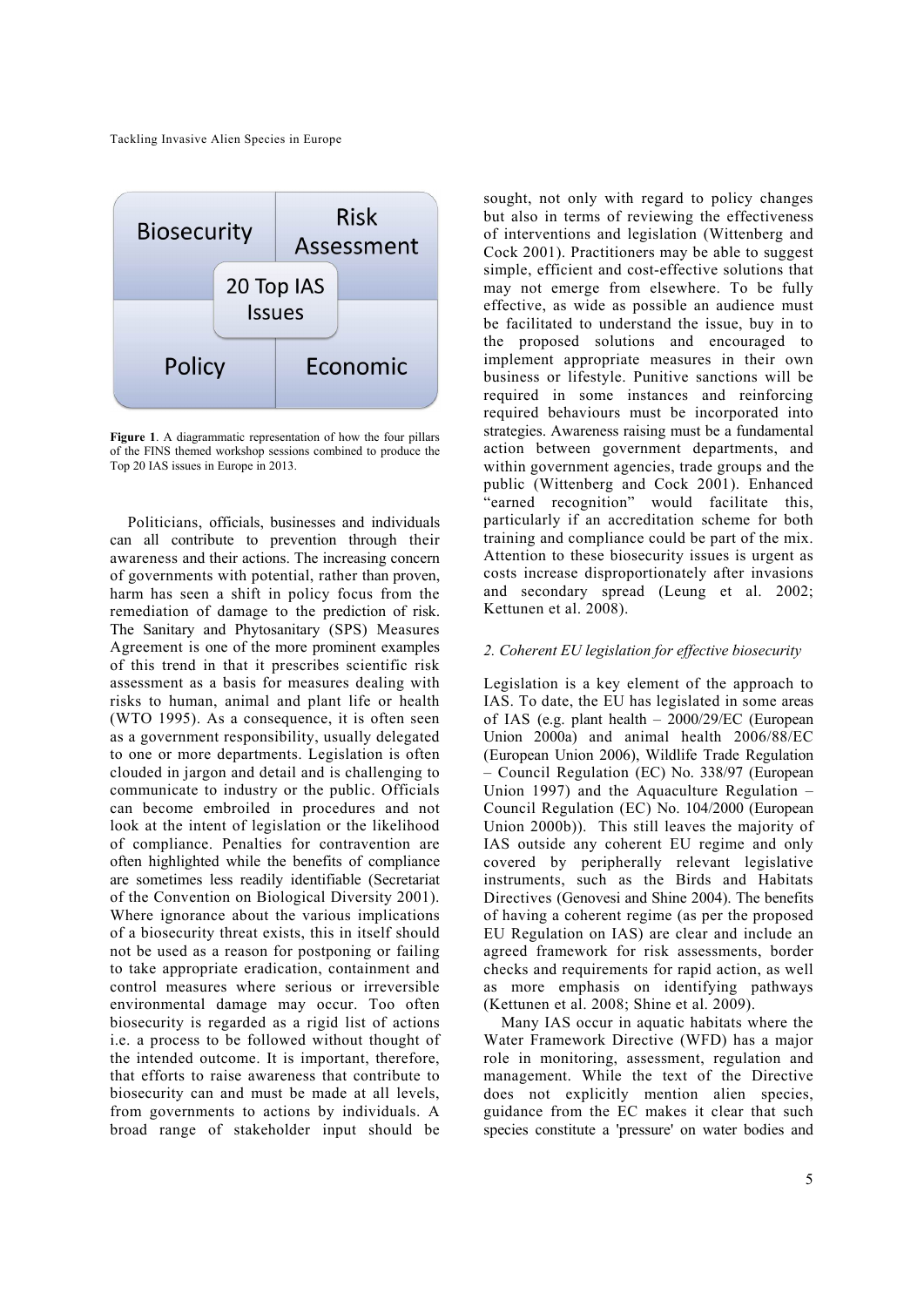Biosecurity | Risk Assessment
20 Top IAS Issues
Policy | Economic

**Figure 1**. A diagrammatic representation of how the four pillars of the FINS themed workshop sessions combined to produce the Top 20 IAS issues in Europe in 2013.

Politicians, officials, businesses and individuals can all contribute to prevention through their awareness and their actions. The increasing concern of governments with potential, rather than proven, harm has seen a shift in policy focus from the remediation of damage to the prediction of risk. The Sanitary and Phytosanitary (SPS) Measures Agreement is one of the more prominent examples of this trend in that it prescribes scientific risk assessment as a basis for measures dealing with risks to human, animal and plant life or health (WTO 1995). As a consequence, it is often seen as a government responsibility, usually delegated to one or more departments. Legislation is often clouded in jargon and detail and is challenging to communicate to industry or the public. Officials can become embroiled in procedures and not look at the intent of legislation or the likelihood of compliance. Penalties for contravention are often highlighted while the benefits of compliance are sometimes less readily identifiable (Secretariat of the Convention on Biological Diversity 2001). Where ignorance about the various implications of a biosecurity threat exists, this in itself should not be used as a reason for postponing or failing to take appropriate eradication, containment and control measures where serious or irreversible environmental damage may occur. Too often biosecurity is regarded as a rigid list of actions i.e. a process to be followed without thought of the intended outcome. It is important, therefore, that efforts to raise awareness that contribute to biosecurity can and must be made at all levels, from governments to actions by individuals. A broad range of stakeholder input should be sought, not only with regard to policy changes but also in terms of reviewing the effectiveness of interventions and legislation (Wittenberg and Cock 2001). Practitioners may be able to suggest simple, efficient and cost-effective solutions that may not emerge from elsewhere. To be fully effective, as wide as possible an audience must be facilitated to understand the issue, buy in to the proposed solutions and encouraged to implement appropriate measures in their own business or lifestyle. Punitive sanctions will be required in some instances and reinforcing required behaviours must be incorporated into strategies. Awareness raising must be a fundamental action between government departments, and within government agencies, trade groups and the public (Wittenberg and Cock 2001). Enhanced "earned recognition" would facilitate this, particularly if an accreditation scheme for both training and compliance could be part of the mix. Attention to these biosecurity issues is urgent as costs increase disproportionately after invasions and secondary spread (Leung et al. 2002; Kettunen et al. 2008).

*2. Coherent EU legislation for effective biosecurity*

Legislation is a key element of the approach to IAS. To date, the EU has legislated in some areas of IAS (e.g. plant health – 2000/29/EC (European Union 2000a) and animal health 2006/88/EC (European Union 2006), Wildlife Trade Regulation – Council Regulation (EC) No. 338/97 (European Union 1997) and the Aquaculture Regulation – Council Regulation (EC) No. 104/2000 (European Union 2000b)). This still leaves the majority of IAS outside any coherent EU regime and only covered by peripherally relevant legislative instruments, such as the Birds and Habitats Directives (Genovesi and Shine 2004). The benefits of having a coherent regime (as per the proposed EU Regulation on IAS) are clear and include an agreed framework for risk assessments, border checks and requirements for rapid action, as well as more emphasis on identifying pathways (Kettunen et al. 2008; Shine et al. 2009).

Many IAS occur in aquatic habitats where the Water Framework Directive (WFD) has a major role in monitoring, assessment, regulation and management. While the text of the Directive does not explicitly mention alien species, guidance from the EC makes it clear that such species constitute a 'pressure' on water bodies and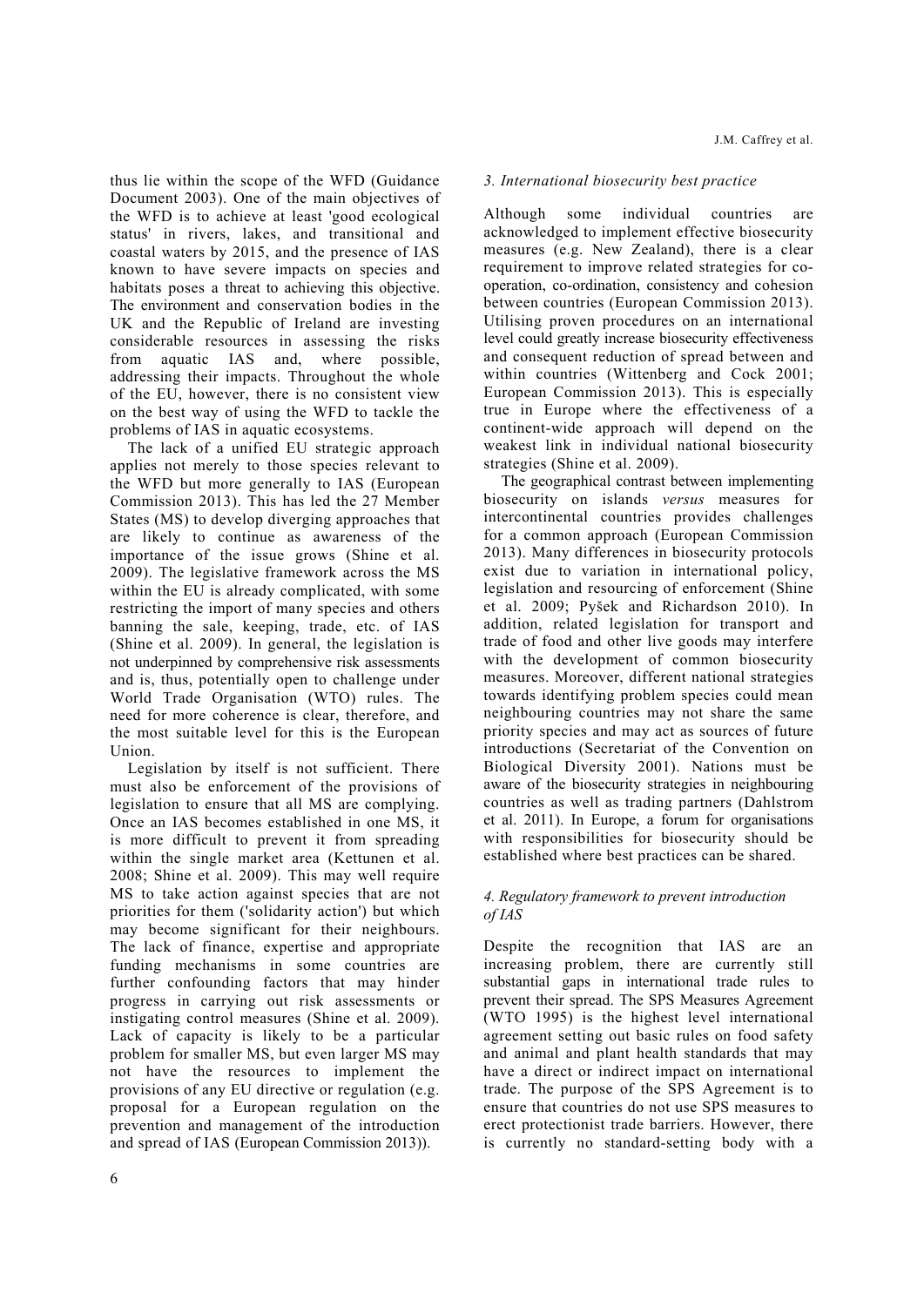thus lie within the scope of the WFD (Guidance Document 2003). One of the main objectives of the WFD is to achieve at least 'good ecological status' in rivers, lakes, and transitional and coastal waters by 2015, and the presence of IAS known to have severe impacts on species and habitats poses a threat to achieving this objective. The environment and conservation bodies in the UK and the Republic of Ireland are investing considerable resources in assessing the risks from aquatic IAS and, where possible, addressing their impacts. Throughout the whole of the EU, however, there is no consistent view on the best way of using the WFD to tackle the problems of IAS in aquatic ecosystems.

The lack of a unified EU strategic approach applies not merely to those species relevant to the WFD but more generally to IAS (European Commission 2013). This has led the 27 Member States (MS) to develop diverging approaches that are likely to continue as awareness of the importance of the issue grows (Shine et al. 2009). The legislative framework across the MS within the EU is already complicated, with some restricting the import of many species and others banning the sale, keeping, trade, etc. of IAS (Shine et al. 2009). In general, the legislation is not underpinned by comprehensive risk assessments and is, thus, potentially open to challenge under World Trade Organisation (WTO) rules. The need for more coherence is clear, therefore, and the most suitable level for this is the European Union.

Legislation by itself is not sufficient. There must also be enforcement of the provisions of legislation to ensure that all MS are complying. Once an IAS becomes established in one MS, it is more difficult to prevent it from spreading within the single market area (Kettunen et al. 2008; Shine et al. 2009). This may well require MS to take action against species that are not priorities for them ('solidarity action') but which may become significant for their neighbours. The lack of finance, expertise and appropriate funding mechanisms in some countries are further confounding factors that may hinder progress in carrying out risk assessments or instigating control measures (Shine et al. 2009). Lack of capacity is likely to be a particular problem for smaller MS, but even larger MS may not have the resources to implement the provisions of any EU directive or regulation (e.g. proposal for a European regulation on the prevention and management of the introduction and spread of IAS (European Commission 2013)).

### *3. International biosecurity best practice*

Although some individual countries are acknowledged to implement effective biosecurity measures (e.g. New Zealand), there is a clear requirement to improve related strategies for co-operation, co-ordination, consistency and cohesion between countries (European Commission 2013). Utilising proven procedures on an international level could greatly increase biosecurity effectiveness and consequent reduction of spread between and within countries (Wittenberg and Cock 2001; European Commission 2013). This is especially true in Europe where the effectiveness of a continent-wide approach will depend on the weakest link in individual national biosecurity strategies (Shine et al. 2009).

The geographical contrast between implementing biosecurity on islands *versus* measures for intercontinental countries provides challenges for a common approach (European Commission 2013). Many differences in biosecurity protocols exist due to variation in international policy, legislation and resourcing of enforcement (Shine et al. 2009; Pyšek and Richardson 2010). In addition, related legislation for transport and trade of food and other live goods may interfere with the development of common biosecurity measures. Moreover, different national strategies towards identifying problem species could mean neighbouring countries may not share the same priority species and may act as sources of future introductions (Secretariat of the Convention on Biological Diversity 2001). Nations must be aware of the biosecurity strategies in neighbouring countries as well as trading partners (Dahlstrom et al. 2011). In Europe, a forum for organisations with responsibilities for biosecurity should be established where best practices can be shared.

### *4. Regulatory framework to prevent introduction of IAS*

Despite the recognition that IAS are an increasing problem, there are currently still substantial gaps in international trade rules to prevent their spread. The SPS Measures Agreement (WTO 1995) is the highest level international agreement setting out basic rules on food safety and animal and plant health standards that may have a direct or indirect impact on international trade. The purpose of the SPS Agreement is to ensure that countries do not use SPS measures to erect protectionist trade barriers. However, there is currently no standard-setting body with a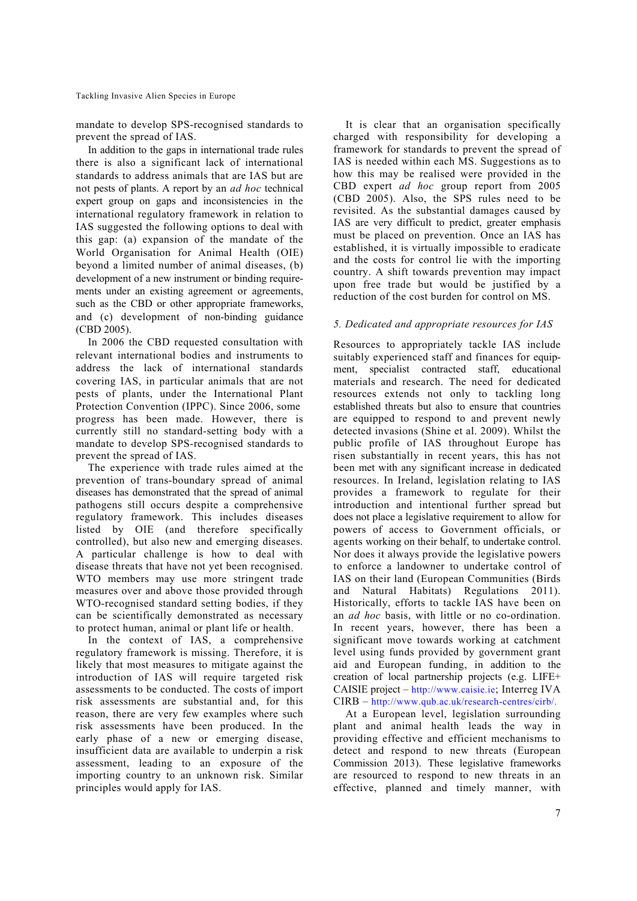mandate to develop SPS-recognised standards to prevent the spread of IAS.

In addition to the gaps in international trade rules there is also a significant lack of international standards to address animals that are IAS but are not pests of plants. A report by an *ad hoc* technical expert group on gaps and inconsistencies in the international regulatory framework in relation to IAS suggested the following options to deal with this gap: (a) expansion of the mandate of the World Organisation for Animal Health (OIE) beyond a limited number of animal diseases, (b) development of a new instrument or binding requirements under an existing agreement or agreements, such as the CBD or other appropriate frameworks, and (c) development of non-binding guidance (CBD 2005).

In 2006 the CBD requested consultation with relevant international bodies and instruments to address the lack of international standards covering IAS, in particular animals that are not pests of plants, under the International Plant Protection Convention (IPPC). Since 2006, some progress has been made. However, there is currently still no standard-setting body with a mandate to develop SPS-recognised standards to prevent the spread of IAS.

The experience with trade rules aimed at the prevention of trans-boundary spread of animal diseases has demonstrated that the spread of animal pathogens still occurs despite a comprehensive regulatory framework. This includes diseases listed by OIE (and therefore specifically controlled), but also new and emerging diseases. A particular challenge is how to deal with disease threats that have not yet been recognised. WTO members may use more stringent trade measures over and above those provided through WTO-recognised standard setting bodies, if they can be scientifically demonstrated as necessary to protect human, animal or plant life or health.

In the context of IAS, a comprehensive regulatory framework is missing. Therefore, it is likely that most measures to mitigate against the introduction of IAS will require targeted risk assessments to be conducted. The costs of import risk assessments are substantial and, for this reason, there are very few examples where such risk assessments have been produced. In the early phase of a new or emerging disease, insufficient data are available to underpin a risk assessment, leading to an exposure of the importing country to an unknown risk. Similar principles would apply for IAS.

It is clear that an organisation specifically charged with responsibility for developing a framework for standards to prevent the spread of IAS is needed within each MS. Suggestions as to how this may be realised were provided in the CBD expert *ad hoc* group report from 2005 (CBD 2005). Also, the SPS rules need to be revisited. As the substantial damages caused by IAS are very difficult to predict, greater emphasis must be placed on prevention. Once an IAS has established, it is virtually impossible to eradicate and the costs for control lie with the importing country. A shift towards prevention may impact upon free trade but would be justified by a reduction of the cost burden for control on MS.

### *5. Dedicated and appropriate resources for IAS*

Resources to appropriately tackle IAS include suitably experienced staff and finances for equipment, specialist contracted staff, educational materials and research. The need for dedicated resources extends not only to tackling long established threats but also to ensure that countries are equipped to respond to and prevent newly detected invasions (Shine et al. 2009). Whilst the public profile of IAS throughout Europe has risen substantially in recent years, this has not been met with any significant increase in dedicated resources. In Ireland, legislation relating to IAS provides a framework to regulate for their introduction and intentional further spread but does not place a legislative requirement to allow for powers of access to Government officials, or agents working on their behalf, to undertake control. Nor does it always provide the legislative powers to enforce a landowner to undertake control of IAS on their land (European Communities (Birds and Natural Habitats) Regulations 2011). Historically, efforts to tackle IAS have been on an *ad hoc* basis, with little or no co-ordination. In recent years, however, there has been a significant move towards working at catchment level using funds provided by government grant aid and European funding, in addition to the creation of local partnership projects (e.g. LIFE+ CAISIE project – http://www.caisie.ie; Interreg IVA CIRB – http://www.qub.ac.uk/research-centres/cirb/.

At a European level, legislation surrounding plant and animal health leads the way in providing effective and efficient mechanisms to detect and respond to new threats (European Commission 2013). These legislative frameworks are resourced to respond to new threats in an effective, planned and timely manner, with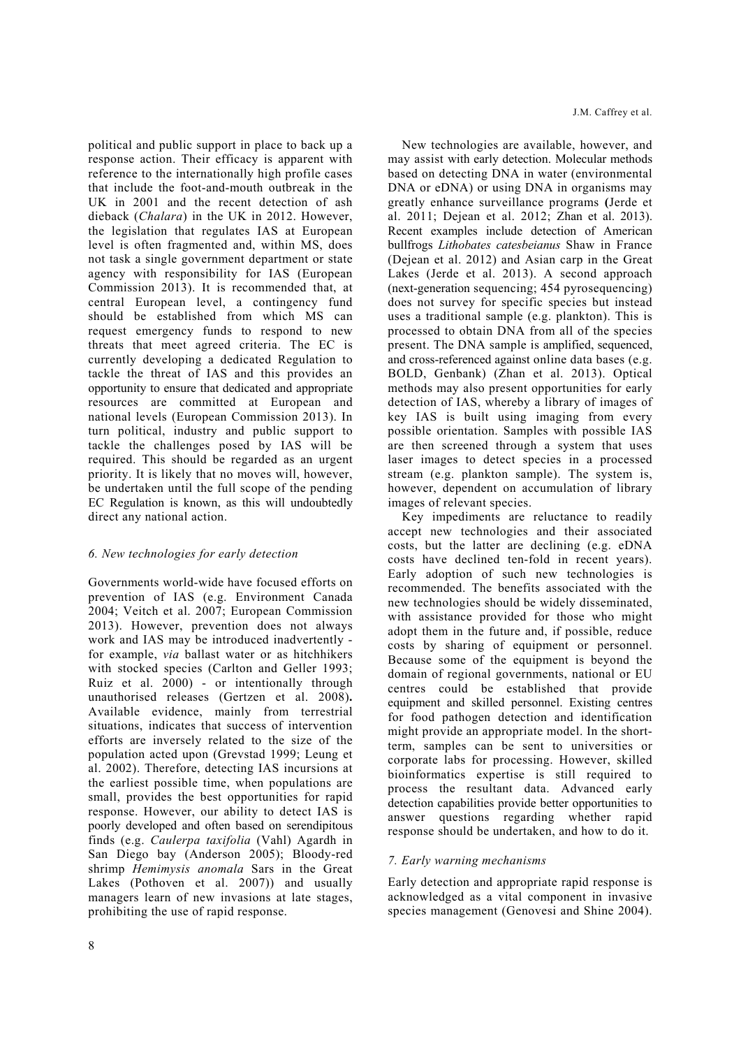political and public support in place to back up a response action. Their efficacy is apparent with reference to the internationally high profile cases that include the foot-and-mouth outbreak in the UK in 2001 and the recent detection of ash dieback (*Chalara*) in the UK in 2012. However, the legislation that regulates IAS at European level is often fragmented and, within MS, does not task a single government department or state agency with responsibility for IAS (European Commission 2013). It is recommended that, at central European level, a contingency fund should be established from which MS can request emergency funds to respond to new threats that meet agreed criteria. The EC is currently developing a dedicated Regulation to tackle the threat of IAS and this provides an opportunity to ensure that dedicated and appropriate resources are committed at European and national levels (European Commission 2013). In turn political, industry and public support to tackle the challenges posed by IAS will be required. This should be regarded as an urgent priority. It is likely that no moves will, however, be undertaken until the full scope of the pending EC Regulation is known, as this will undoubtedly direct any national action.

### *6. New technologies for early detection*

Governments world-wide have focused efforts on prevention of IAS (e.g. Environment Canada 2004; Veitch et al. 2007; European Commission 2013). However, prevention does not always work and IAS may be introduced inadvertently - for example, *via* ballast water or as hitchhikers with stocked species (Carlton and Geller 1993; Ruiz et al. 2000) - or intentionally through unauthorised releases (Gertzen et al. 2008). Available evidence, mainly from terrestrial situations, indicates that success of intervention efforts are inversely related to the size of the population acted upon (Grevstad 1999; Leung et al. 2002). Therefore, detecting IAS incursions at the earliest possible time, when populations are small, provides the best opportunities for rapid response. However, our ability to detect IAS is poorly developed and often based on serendipitous finds (e.g. *Caulerpa taxifolia* (Vahl) Agardh in San Diego bay (Anderson 2005); Bloody-red shrimp *Hemimysis anomala* Sars in the Great Lakes (Pothoven et al. 2007)) and usually managers learn of new invasions at late stages, prohibiting the use of rapid response.

New technologies are available, however, and may assist with early detection. Molecular methods based on detecting DNA in water (environmental DNA or eDNA) or using DNA in organisms may greatly enhance surveillance programs (Jerde et al. 2011; Dejean et al. 2012; Zhan et al. 2013). Recent examples include detection of American bullfrogs *Lithobates catesbeianus* Shaw in France (Dejean et al. 2012) and Asian carp in the Great Lakes (Jerde et al. 2013). A second approach (next-generation sequencing; 454 pyrosequencing) does not survey for specific species but instead uses a traditional sample (e.g. plankton). This is processed to obtain DNA from all of the species present. The DNA sample is amplified, sequenced, and cross-referenced against online data bases (e.g. BOLD, Genbank) (Zhan et al. 2013). Optical methods may also present opportunities for early detection of IAS, whereby a library of images of key IAS is built using imaging from every possible orientation. Samples with possible IAS are then screened through a system that uses laser images to detect species in a processed stream (e.g. plankton sample). The system is, however, dependent on accumulation of library images of relevant species.

Key impediments are reluctance to readily accept new technologies and their associated costs, but the latter are declining (e.g. eDNA costs have declined ten-fold in recent years). Early adoption of such new technologies is recommended. The benefits associated with the new technologies should be widely disseminated, with assistance provided for those who might adopt them in the future and, if possible, reduce costs by sharing of equipment or personnel. Because some of the equipment is beyond the domain of regional governments, national or EU centres could be established that provide equipment and skilled personnel. Existing centres for food pathogen detection and identification might provide an appropriate model. In the short-term, samples can be sent to universities or corporate labs for processing. However, skilled bioinformatics expertise is still required to process the resultant data. Advanced early detection capabilities provide better opportunities to answer questions regarding whether rapid response should be undertaken, and how to do it.

### *7. Early warning mechanisms*

Early detection and appropriate rapid response is acknowledged as a vital component in invasive species management (Genovesi and Shine 2004).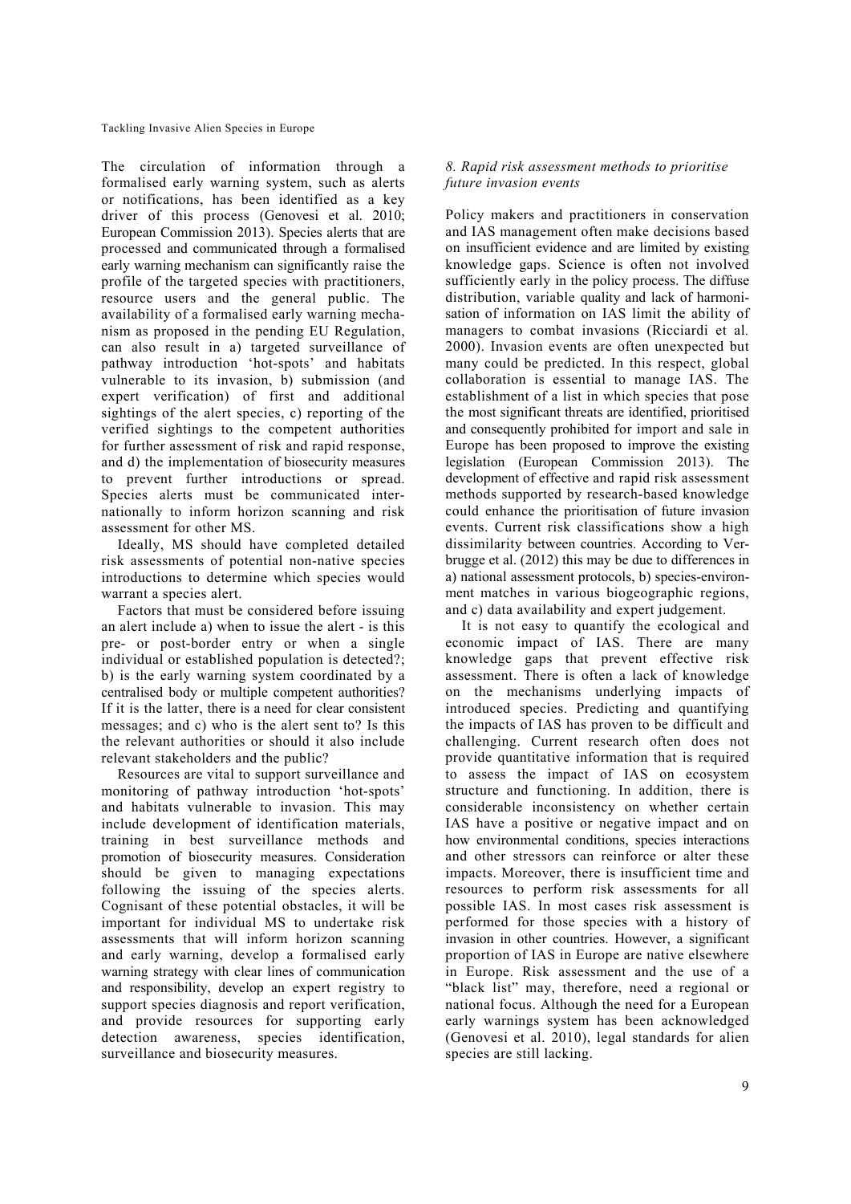The circulation of information through a formalised early warning system, such as alerts or notifications, has been identified as a key driver of this process (Genovesi et al. 2010; European Commission 2013). Species alerts that are processed and communicated through a formalised early warning mechanism can significantly raise the profile of the targeted species with practitioners, resource users and the general public. The availability of a formalised early warning mechanism as proposed in the pending EU Regulation, can also result in a) targeted surveillance of pathway introduction 'hot-spots' and habitats vulnerable to its invasion, b) submission (and expert verification) of first and additional sightings of the alert species, c) reporting of the verified sightings to the competent authorities for further assessment of risk and rapid response, and d) the implementation of biosecurity measures to prevent further introductions or spread. Species alerts must be communicated internationally to inform horizon scanning and risk assessment for other MS.

Ideally, MS should have completed detailed risk assessments of potential non-native species introductions to determine which species would warrant a species alert.

Factors that must be considered before issuing an alert include a) when to issue the alert - is this pre- or post-border entry or when a single individual or established population is detected?; b) is the early warning system coordinated by a centralised body or multiple competent authorities? If it is the latter, there is a need for clear consistent messages; and c) who is the alert sent to? Is this the relevant authorities or should it also include relevant stakeholders and the public?

Resources are vital to support surveillance and monitoring of pathway introduction 'hot-spots' and habitats vulnerable to invasion. This may include development of identification materials, training in best surveillance methods and promotion of biosecurity measures. Consideration should be given to managing expectations following the issuing of the species alerts. Cognisant of these potential obstacles, it will be important for individual MS to undertake risk assessments that will inform horizon scanning and early warning, develop a formalised early warning strategy with clear lines of communication and responsibility, develop an expert registry to support species diagnosis and report verification, and provide resources for supporting early detection awareness, species identification, surveillance and biosecurity measures.

### *8. Rapid risk assessment methods to prioritise future invasion events*

Policy makers and practitioners in conservation and IAS management often make decisions based on insufficient evidence and are limited by existing knowledge gaps. Science is often not involved sufficiently early in the policy process. The diffuse distribution, variable quality and lack of harmonisation of information on IAS limit the ability of managers to combat invasions (Ricciardi et al. 2000). Invasion events are often unexpected but many could be predicted. In this respect, global collaboration is essential to manage IAS. The establishment of a list in which species that pose the most significant threats are identified, prioritised and consequently prohibited for import and sale in Europe has been proposed to improve the existing legislation (European Commission 2013). The development of effective and rapid risk assessment methods supported by research-based knowledge could enhance the prioritisation of future invasion events. Current risk classifications show a high dissimilarity between countries. According to Verbrugge et al. (2012) this may be due to differences in a) national assessment protocols, b) species-environment matches in various biogeographic regions, and c) data availability and expert judgement.

It is not easy to quantify the ecological and economic impact of IAS. There are many knowledge gaps that prevent effective risk assessment. There is often a lack of knowledge on the mechanisms underlying impacts of introduced species. Predicting and quantifying the impacts of IAS has proven to be difficult and challenging. Current research often does not provide quantitative information that is required to assess the impact of IAS on ecosystem structure and functioning. In addition, there is considerable inconsistency on whether certain IAS have a positive or negative impact and on how environmental conditions, species interactions and other stressors can reinforce or alter these impacts. Moreover, there is insufficient time and resources to perform risk assessments for all possible IAS. In most cases risk assessment is performed for those species with a history of invasion in other countries. However, a significant proportion of IAS in Europe are native elsewhere in Europe. Risk assessment and the use of a "black list" may, therefore, need a regional or national focus. Although the need for a European early warnings system has been acknowledged (Genovesi et al. 2010), legal standards for alien species are still lacking.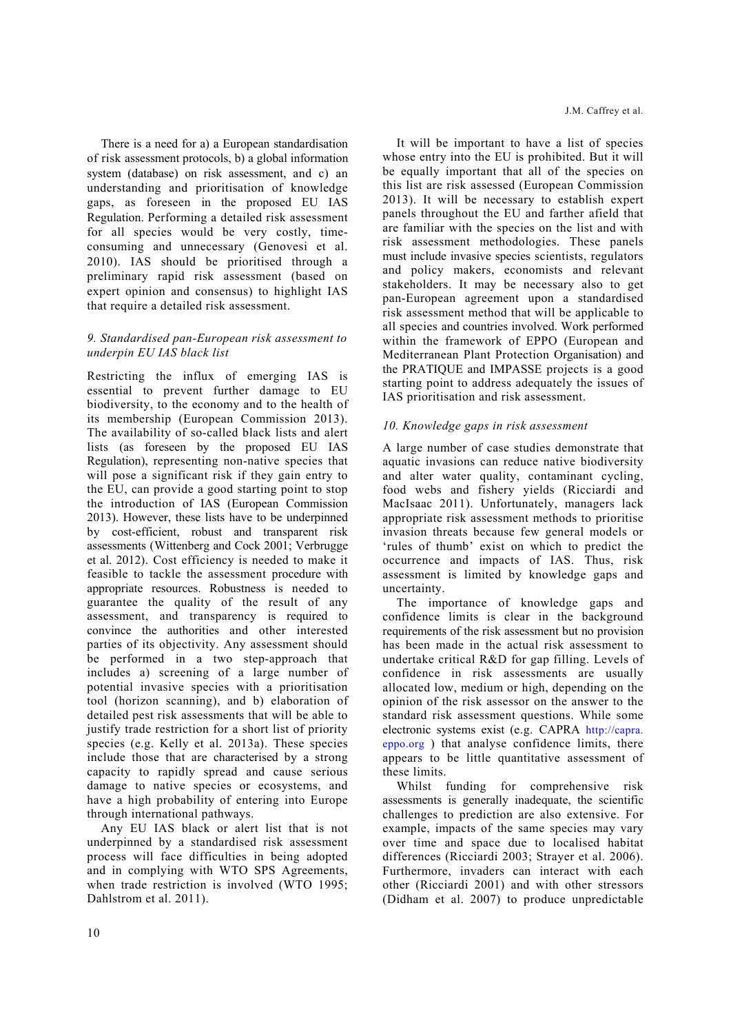There is a need for a) a European standardisation of risk assessment protocols, b) a global information system (database) on risk assessment, and c) an understanding and prioritisation of knowledge gaps, as foreseen in the proposed EU IAS Regulation. Performing a detailed risk assessment for all species would be very costly, time-consuming and unnecessary (Genovesi et al. 2010). IAS should be prioritised through a preliminary rapid risk assessment (based on expert opinion and consensus) to highlight IAS that require a detailed risk assessment.

### *9. Standardised pan-European risk assessment to underpin EU IAS black list*

Restricting the influx of emerging IAS is essential to prevent further damage to EU biodiversity, to the economy and to the health of its membership (European Commission 2013). The availability of so-called black lists and alert lists (as foreseen by the proposed EU IAS Regulation), representing non-native species that will pose a significant risk if they gain entry to the EU, can provide a good starting point to stop the introduction of IAS (European Commission 2013). However, these lists have to be underpinned by cost-efficient, robust and transparent risk assessments (Wittenberg and Cock 2001; Verbrugge et al. 2012). Cost efficiency is needed to make it feasible to tackle the assessment procedure with appropriate resources. Robustness is needed to guarantee the quality of the result of any assessment, and transparency is required to convince the authorities and other interested parties of its objectivity. Any assessment should be performed in a two step-approach that includes a) screening of a large number of potential invasive species with a prioritisation tool (horizon scanning), and b) elaboration of detailed pest risk assessments that will be able to justify trade restriction for a short list of priority species (e.g. Kelly et al. 2013a). These species include those that are characterised by a strong capacity to rapidly spread and cause serious damage to native species or ecosystems, and have a high probability of entering into Europe through international pathways.

Any EU IAS black or alert list that is not underpinned by a standardised risk assessment process will face difficulties in being adopted and in complying with WTO SPS Agreements, when trade restriction is involved (WTO 1995; Dahlstrom et al. 2011).

It will be important to have a list of species whose entry into the EU is prohibited. But it will be equally important that all of the species on this list are risk assessed (European Commission 2013). It will be necessary to establish expert panels throughout the EU and farther afield that are familiar with the species on the list and with risk assessment methodologies. These panels must include invasive species scientists, regulators and policy makers, economists and relevant stakeholders. It may be necessary also to get pan-European agreement upon a standardised risk assessment method that will be applicable to all species and countries involved. Work performed within the framework of EPPO (European and Mediterranean Plant Protection Organisation) and the PRATIQUE and IMPASSE projects is a good starting point to address adequately the issues of IAS prioritisation and risk assessment.

### *10. Knowledge gaps in risk assessment*

A large number of case studies demonstrate that aquatic invasions can reduce native biodiversity and alter water quality, contaminant cycling, food webs and fishery yields (Ricciardi and MacIsaac 2011). Unfortunately, managers lack appropriate risk assessment methods to prioritise invasion threats because few general models or 'rules of thumb' exist on which to predict the occurrence and impacts of IAS. Thus, risk assessment is limited by knowledge gaps and uncertainty.

The importance of knowledge gaps and confidence limits is clear in the background requirements of the risk assessment but no provision has been made in the actual risk assessment to undertake critical R&D for gap filling. Levels of confidence in risk assessments are usually allocated low, medium or high, depending on the opinion of the risk assessor on the answer to the standard risk assessment questions. While some electronic systems exist (e.g. CAPRA http://capra.eppo.org ) that analyse confidence limits, there appears to be little quantitative assessment of these limits.

Whilst funding for comprehensive risk assessments is generally inadequate, the scientific challenges to prediction are also extensive. For example, impacts of the same species may vary over time and space due to localised habitat differences (Ricciardi 2003; Strayer et al. 2006). Furthermore, invaders can interact with each other (Ricciardi 2001) and with other stressors (Didham et al. 2007) to produce unpredictable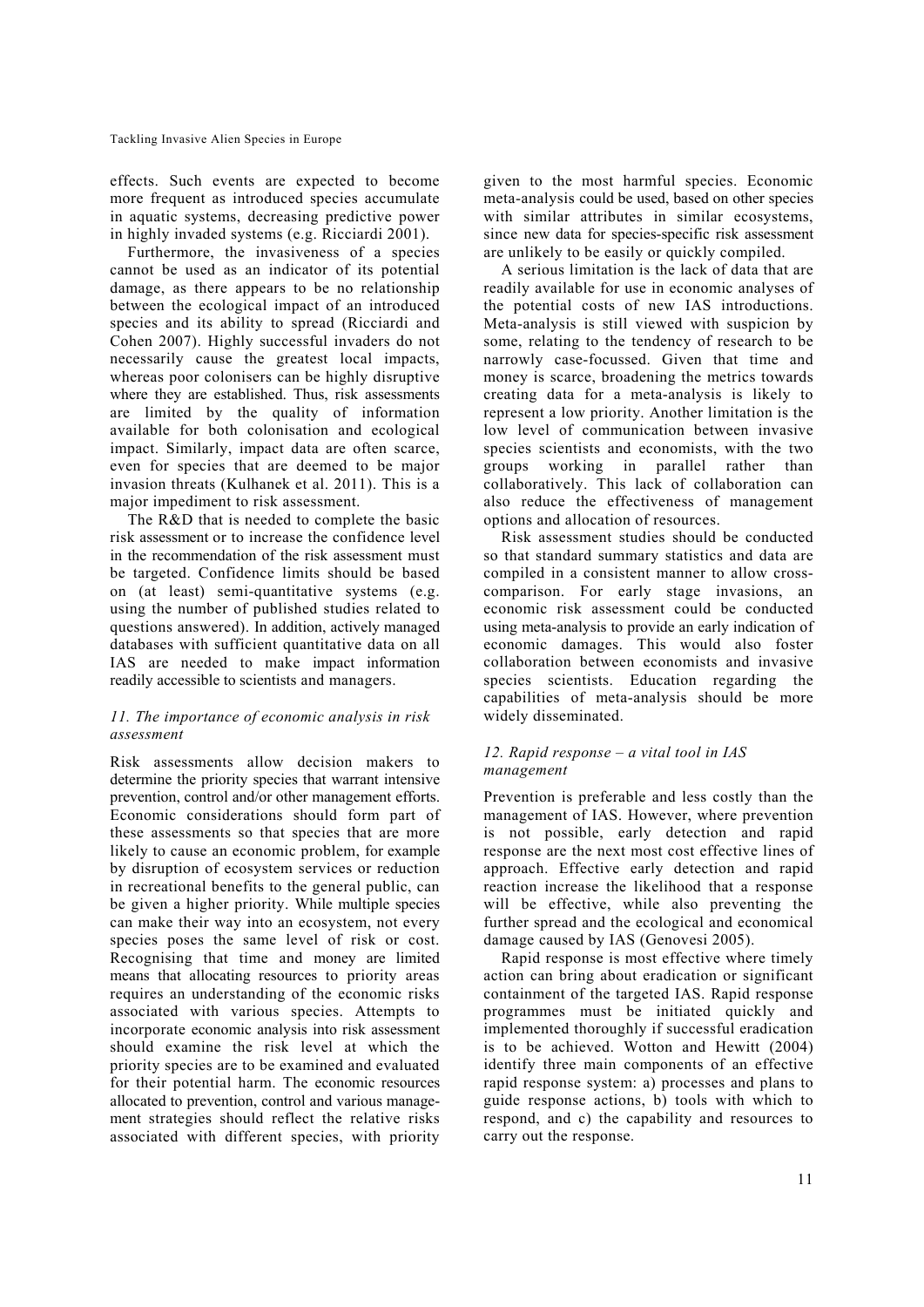effects. Such events are expected to become more frequent as introduced species accumulate in aquatic systems, decreasing predictive power in highly invaded systems (e.g. Ricciardi 2001).

Furthermore, the invasiveness of a species cannot be used as an indicator of its potential damage, as there appears to be no relationship between the ecological impact of an introduced species and its ability to spread (Ricciardi and Cohen 2007). Highly successful invaders do not necessarily cause the greatest local impacts, whereas poor colonisers can be highly disruptive where they are established. Thus, risk assessments are limited by the quality of information available for both colonisation and ecological impact. Similarly, impact data are often scarce, even for species that are deemed to be major invasion threats (Kulhanek et al. 2011). This is a major impediment to risk assessment.

The R&D that is needed to complete the basic risk assessment or to increase the confidence level in the recommendation of the risk assessment must be targeted. Confidence limits should be based on (at least) semi-quantitative systems (e.g. using the number of published studies related to questions answered). In addition, actively managed databases with sufficient quantitative data on all IAS are needed to make impact information readily accessible to scientists and managers.

### *11. The importance of economic analysis in risk assessment*

Risk assessments allow decision makers to determine the priority species that warrant intensive prevention, control and/or other management efforts. Economic considerations should form part of these assessments so that species that are more likely to cause an economic problem, for example by disruption of ecosystem services or reduction in recreational benefits to the general public, can be given a higher priority. While multiple species can make their way into an ecosystem, not every species poses the same level of risk or cost. Recognising that time and money are limited means that allocating resources to priority areas requires an understanding of the economic risks associated with various species. Attempts to incorporate economic analysis into risk assessment should examine the risk level at which the priority species are to be examined and evaluated for their potential harm. The economic resources allocated to prevention, control and various management strategies should reflect the relative risks associated with different species, with priority given to the most harmful species. Economic meta-analysis could be used, based on other species with similar attributes in similar ecosystems, since new data for species-specific risk assessment are unlikely to be easily or quickly compiled.

A serious limitation is the lack of data that are readily available for use in economic analyses of the potential costs of new IAS introductions. Meta-analysis is still viewed with suspicion by some, relating to the tendency of research to be narrowly case-focussed. Given that time and money is scarce, broadening the metrics towards creating data for a meta-analysis is likely to represent a low priority. Another limitation is the low level of communication between invasive species scientists and economists, with the two groups working in parallel rather than collaboratively. This lack of collaboration can also reduce the effectiveness of management options and allocation of resources.

Risk assessment studies should be conducted so that standard summary statistics and data are compiled in a consistent manner to allow cross-comparison. For early stage invasions, an economic risk assessment could be conducted using meta-analysis to provide an early indication of economic damages. This would also foster collaboration between economists and invasive species scientists. Education regarding the capabilities of meta-analysis should be more widely disseminated.

### *12. Rapid response – a vital tool in IAS management*

Prevention is preferable and less costly than the management of IAS. However, where prevention is not possible, early detection and rapid response are the next most cost effective lines of approach. Effective early detection and rapid reaction increase the likelihood that a response will be effective, while also preventing the further spread and the ecological and economical damage caused by IAS (Genovesi 2005).

Rapid response is most effective where timely action can bring about eradication or significant containment of the targeted IAS. Rapid response programmes must be initiated quickly and implemented thoroughly if successful eradication is to be achieved. Wotton and Hewitt (2004) identify three main components of an effective rapid response system: a) processes and plans to guide response actions, b) tools with which to respond, and c) the capability and resources to carry out the response.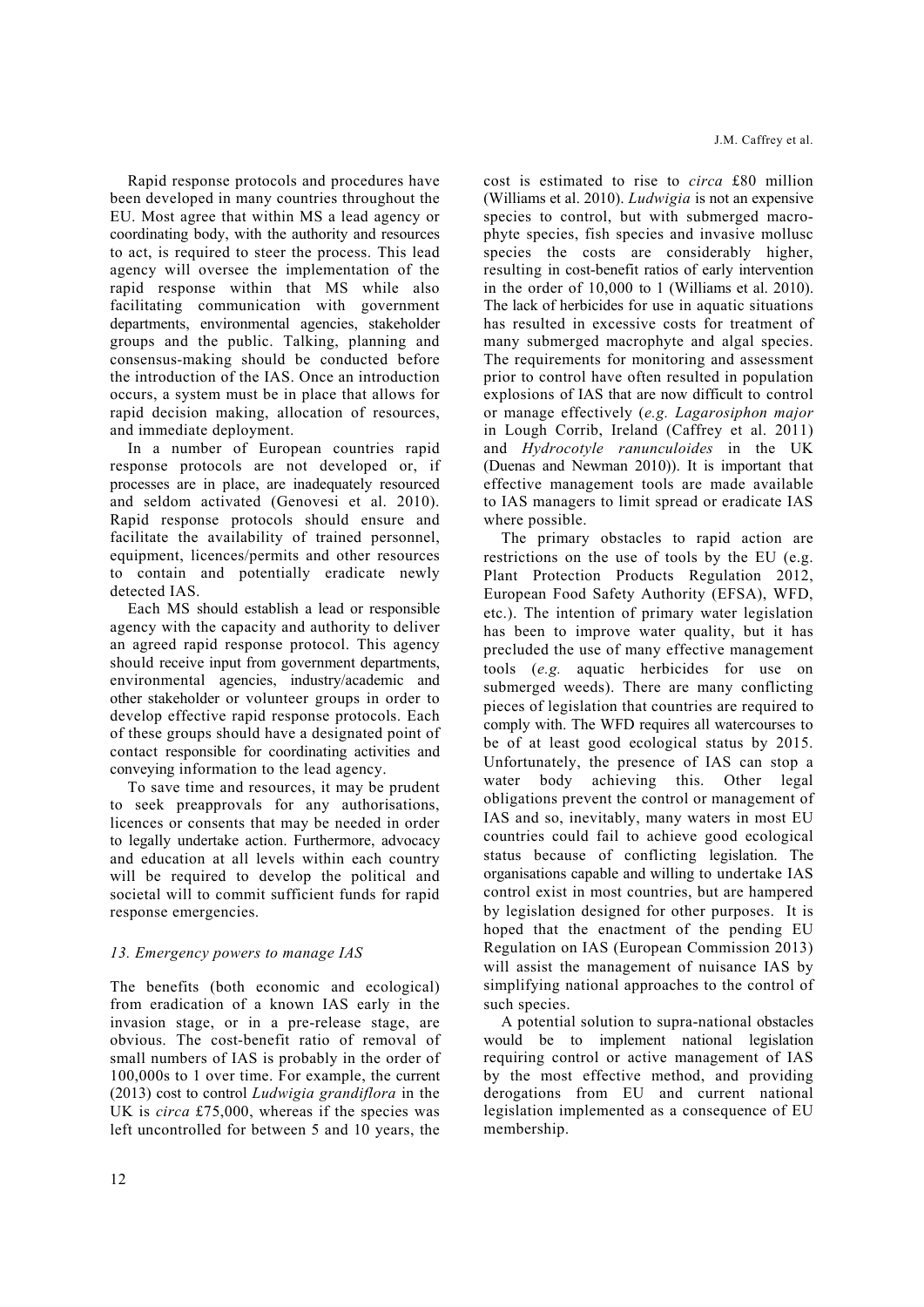Rapid response protocols and procedures have been developed in many countries throughout the EU. Most agree that within MS a lead agency or coordinating body, with the authority and resources to act, is required to steer the process. This lead agency will oversee the implementation of the rapid response within that MS while also facilitating communication with government departments, environmental agencies, stakeholder groups and the public. Talking, planning and consensus-making should be conducted before the introduction of the IAS. Once an introduction occurs, a system must be in place that allows for rapid decision making, allocation of resources, and immediate deployment.

In a number of European countries rapid response protocols are not developed or, if processes are in place, are inadequately resourced and seldom activated (Genovesi et al. 2010). Rapid response protocols should ensure and facilitate the availability of trained personnel, equipment, licences/permits and other resources to contain and potentially eradicate newly detected IAS.

Each MS should establish a lead or responsible agency with the capacity and authority to deliver an agreed rapid response protocol. This agency should receive input from government departments, environmental agencies, industry/academic and other stakeholder or volunteer groups in order to develop effective rapid response protocols. Each of these groups should have a designated point of contact responsible for coordinating activities and conveying information to the lead agency.

To save time and resources, it may be prudent to seek preapprovals for any authorisations, licences or consents that may be needed in order to legally undertake action. Furthermore, advocacy and education at all levels within each country will be required to develop the political and societal will to commit sufficient funds for rapid response emergencies.

### *13. Emergency powers to manage IAS*

The benefits (both economic and ecological) from eradication of a known IAS early in the invasion stage, or in a pre-release stage, are obvious. The cost-benefit ratio of removal of small numbers of IAS is probably in the order of 100,000s to 1 over time. For example, the current (2013) cost to control *Ludwigia grandiflora* in the UK is *circa* £75,000, whereas if the species was left uncontrolled for between 5 and 10 years, the cost is estimated to rise to *circa* £80 million (Williams et al. 2010). *Ludwigia* is not an expensive species to control, but with submerged macrophyte species, fish species and invasive mollusc species the costs are considerably higher, resulting in cost-benefit ratios of early intervention in the order of 10,000 to 1 (Williams et al. 2010). The lack of herbicides for use in aquatic situations has resulted in excessive costs for treatment of many submerged macrophyte and algal species. The requirements for monitoring and assessment prior to control have often resulted in population explosions of IAS that are now difficult to control or manage effectively (*e.g. Lagarosiphon major* in Lough Corrib, Ireland (Caffrey et al. 2011) and *Hydrocotyle ranunculoides* in the UK (Duenas and Newman 2010)). It is important that effective management tools are made available to IAS managers to limit spread or eradicate IAS where possible.

The primary obstacles to rapid action are restrictions on the use of tools by the EU (e.g. Plant Protection Products Regulation 2012, European Food Safety Authority (EFSA), WFD, etc.). The intention of primary water legislation has been to improve water quality, but it has precluded the use of many effective management tools (*e.g.* aquatic herbicides for use on submerged weeds). There are many conflicting pieces of legislation that countries are required to comply with. The WFD requires all watercourses to be of at least good ecological status by 2015. Unfortunately, the presence of IAS can stop a water body achieving this. Other legal obligations prevent the control or management of IAS and so, inevitably, many waters in most EU countries could fail to achieve good ecological status because of conflicting legislation. The organisations capable and willing to undertake IAS control exist in most countries, but are hampered by legislation designed for other purposes. It is hoped that the enactment of the pending EU Regulation on IAS (European Commission 2013) will assist the management of nuisance IAS by simplifying national approaches to the control of such species.

A potential solution to supra-national obstacles would be to implement national legislation requiring control or active management of IAS by the most effective method, and providing derogations from EU and current national legislation implemented as a consequence of EU membership.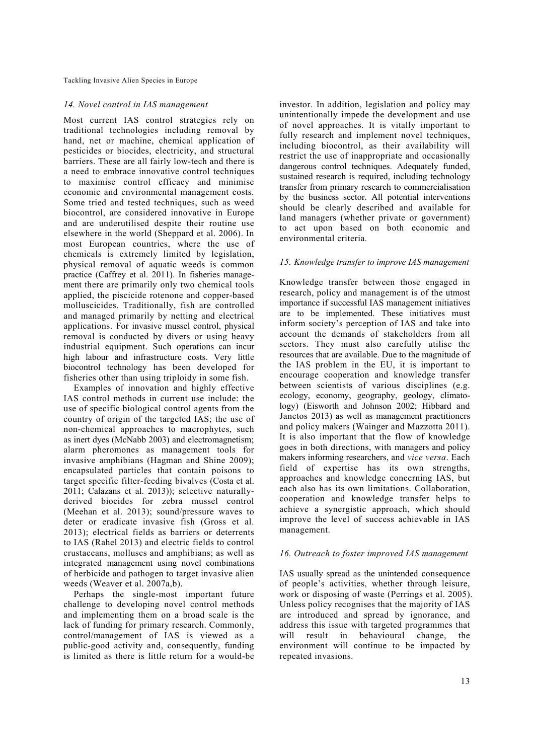### *14. Novel control in IAS management*

Most current IAS control strategies rely on traditional technologies including removal by hand, net or machine, chemical application of pesticides or biocides, electricity, and structural barriers. These are all fairly low-tech and there is a need to embrace innovative control techniques to maximise control efficacy and minimise economic and environmental management costs. Some tried and tested techniques, such as weed biocontrol, are considered innovative in Europe and are underutilised despite their routine use elsewhere in the world (Sheppard et al. 2006). In most European countries, where the use of chemicals is extremely limited by legislation, physical removal of aquatic weeds is common practice (Caffrey et al. 2011). In fisheries management there are primarily only two chemical tools applied, the piscicide rotenone and copper-based molluscicides. Traditionally, fish are controlled and managed primarily by netting and electrical applications. For invasive mussel control, physical removal is conducted by divers or using heavy industrial equipment. Such operations can incur high labour and infrastructure costs. Very little biocontrol technology has been developed for fisheries other than using triploidy in some fish.

Examples of innovation and highly effective IAS control methods in current use include: the use of specific biological control agents from the country of origin of the targeted IAS; the use of non-chemical approaches to macrophytes, such as inert dyes (McNabb 2003) and electromagnetism; alarm pheromones as management tools for invasive amphibians (Hagman and Shine 2009); encapsulated particles that contain poisons to target specific filter-feeding bivalves (Costa et al. 2011; Calazans et al. 2013)); selective naturally-derived biocides for zebra mussel control (Meehan et al. 2013); sound/pressure waves to deter or eradicate invasive fish (Gross et al. 2013); electrical fields as barriers or deterrents to IAS (Rahel 2013) and electric fields to control crustaceans, molluscs and amphibians; as well as integrated management using novel combinations of herbicide and pathogen to target invasive alien weeds (Weaver et al. 2007a,b).

Perhaps the single-most important future challenge to developing novel control methods and implementing them on a broad scale is the lack of funding for primary research. Commonly, control/management of IAS is viewed as a public-good activity and, consequently, funding is limited as there is little return for a would-be investor. In addition, legislation and policy may unintentionally impede the development and use of novel approaches. It is vitally important to fully research and implement novel techniques, including biocontrol, as their availability will restrict the use of inappropriate and occasionally dangerous control techniques. Adequately funded, sustained research is required, including technology transfer from primary research to commercialisation by the business sector. All potential interventions should be clearly described and available for land managers (whether private or government) to act upon based on both economic and environmental criteria.

### *15. Knowledge transfer to improve IAS management*

Knowledge transfer between those engaged in research, policy and management is of the utmost importance if successful IAS management initiatives are to be implemented. These initiatives must inform society's perception of IAS and take into account the demands of stakeholders from all sectors. They must also carefully utilise the resources that are available. Due to the magnitude of the IAS problem in the EU, it is important to encourage cooperation and knowledge transfer between scientists of various disciplines (e.g. ecology, economy, geography, geology, climatology) (Eisworth and Johnson 2002; Hibbard and Janetos 2013) as well as management practitioners and policy makers (Wainger and Mazzotta 2011). It is also important that the flow of knowledge goes in both directions, with managers and policy makers informing researchers, and *vice versa*. Each field of expertise has its own strengths, approaches and knowledge concerning IAS, but each also has its own limitations. Collaboration, cooperation and knowledge transfer helps to achieve a synergistic approach, which should improve the level of success achievable in IAS management.

### *16. Outreach to foster improved IAS management*

IAS usually spread as the unintended consequence of people's activities, whether through leisure, work or disposing of waste (Perrings et al. 2005). Unless policy recognises that the majority of IAS are introduced and spread by ignorance, and address this issue with targeted programmes that will result in behavioural change, the environment will continue to be impacted by repeated invasions.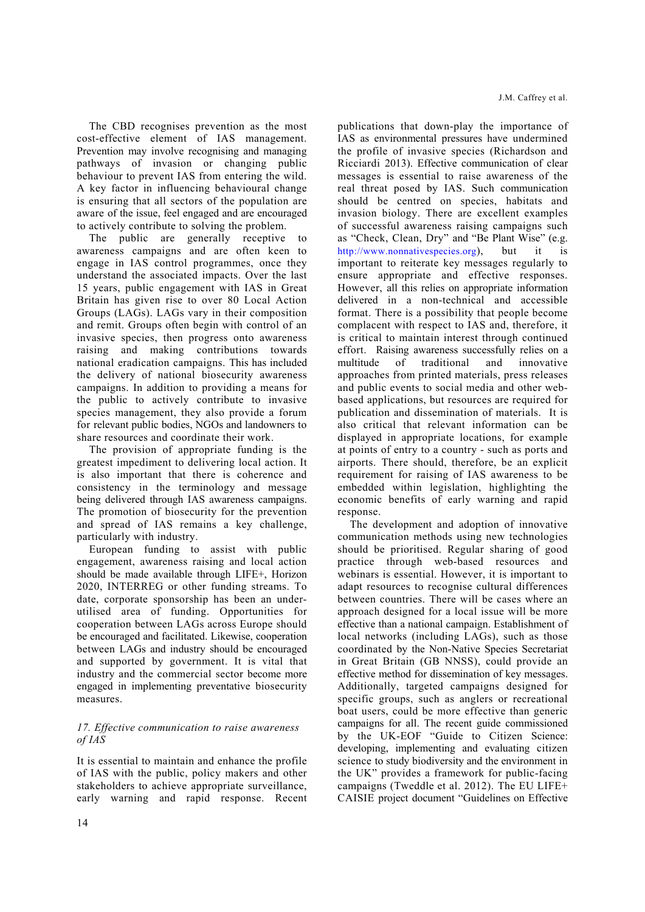The CBD recognises prevention as the most cost-effective element of IAS management. Prevention may involve recognising and managing pathways of invasion or changing public behaviour to prevent IAS from entering the wild. A key factor in influencing behavioural change is ensuring that all sectors of the population are aware of the issue, feel engaged and are encouraged to actively contribute to solving the problem.

The public are generally receptive to awareness campaigns and are often keen to engage in IAS control programmes, once they understand the associated impacts. Over the last 15 years, public engagement with IAS in Great Britain has given rise to over 80 Local Action Groups (LAGs). LAGs vary in their composition and remit. Groups often begin with control of an invasive species, then progress onto awareness raising and making contributions towards national eradication campaigns. This has included the delivery of national biosecurity awareness campaigns. In addition to providing a means for the public to actively contribute to invasive species management, they also provide a forum for relevant public bodies, NGOs and landowners to share resources and coordinate their work.

The provision of appropriate funding is the greatest impediment to delivering local action. It is also important that there is coherence and consistency in the terminology and message being delivered through IAS awareness campaigns. The promotion of biosecurity for the prevention and spread of IAS remains a key challenge, particularly with industry.

European funding to assist with public engagement, awareness raising and local action should be made available through LIFE+, Horizon 2020, INTERREG or other funding streams. To date, corporate sponsorship has been an under-utilised area of funding. Opportunities for cooperation between LAGs across Europe should be encouraged and facilitated. Likewise, cooperation between LAGs and industry should be encouraged and supported by government. It is vital that industry and the commercial sector become more engaged in implementing preventative biosecurity measures.

### *17. Effective communication to raise awareness of IAS*

It is essential to maintain and enhance the profile of IAS with the public, policy makers and other stakeholders to achieve appropriate surveillance, early warning and rapid response. Recent publications that down-play the importance of IAS as environmental pressures have undermined the profile of invasive species (Richardson and Ricciardi 2013). Effective communication of clear messages is essential to raise awareness of the real threat posed by IAS. Such communication should be centred on species, habitats and invasion biology. There are excellent examples of successful awareness raising campaigns such as "Check, Clean, Dry" and "Be Plant Wise" (e.g. http://www.nonnativespecies.org), but it is important to reiterate key messages regularly to ensure appropriate and effective responses. However, all this relies on appropriate information delivered in a non-technical and accessible format. There is a possibility that people become complacent with respect to IAS and, therefore, it is critical to maintain interest through continued effort. Raising awareness successfully relies on a multitude of traditional and innovative approaches from printed materials, press releases and public events to social media and other web-based applications, but resources are required for publication and dissemination of materials. It is also critical that relevant information can be displayed in appropriate locations, for example at points of entry to a country - such as ports and airports. There should, therefore, be an explicit requirement for raising of IAS awareness to be embedded within legislation, highlighting the economic benefits of early warning and rapid response.

The development and adoption of innovative communication methods using new technologies should be prioritised. Regular sharing of good practice through web-based resources and webinars is essential. However, it is important to adapt resources to recognise cultural differences between countries. There will be cases where an approach designed for a local issue will be more effective than a national campaign. Establishment of local networks (including LAGs), such as those coordinated by the Non-Native Species Secretariat in Great Britain (GB NNSS), could provide an effective method for dissemination of key messages. Additionally, targeted campaigns designed for specific groups, such as anglers or recreational boat users, could be more effective than generic campaigns for all. The recent guide commissioned by the UK-EOF "Guide to Citizen Science: developing, implementing and evaluating citizen science to study biodiversity and the environment in the UK" provides a framework for public-facing campaigns (Tweddle et al. 2012). The EU LIFE+ CAISIE project document "Guidelines on Effective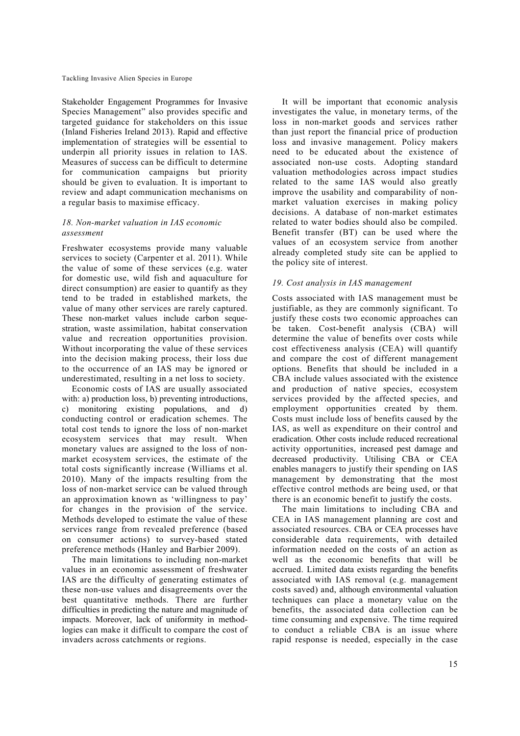Stakeholder Engagement Programmes for Invasive Species Management" also provides specific and targeted guidance for stakeholders on this issue (Inland Fisheries Ireland 2013). Rapid and effective implementation of strategies will be essential to underpin all priority issues in relation to IAS. Measures of success can be difficult to determine for communication campaigns but priority should be given to evaluation. It is important to review and adapt communication mechanisms on a regular basis to maximise efficacy.

### *18. Non-market valuation in IAS economic assessment*

Freshwater ecosystems provide many valuable services to society (Carpenter et al. 2011). While the value of some of these services (e.g. water for domestic use, wild fish and aquaculture for direct consumption) are easier to quantify as they tend to be traded in established markets, the value of many other services are rarely captured. These non-market values include carbon sequestration, waste assimilation, habitat conservation value and recreation opportunities provision. Without incorporating the value of these services into the decision making process, their loss due to the occurrence of an IAS may be ignored or underestimated, resulting in a net loss to society.

Economic costs of IAS are usually associated with: a) production loss, b) preventing introductions, c) monitoring existing populations, and d) conducting control or eradication schemes. The total cost tends to ignore the loss of non-market ecosystem services that may result. When monetary values are assigned to the loss of non-market ecosystem services, the estimate of the total costs significantly increase (Williams et al. 2010). Many of the impacts resulting from the loss of non-market service can be valued through an approximation known as 'willingness to pay' for changes in the provision of the service. Methods developed to estimate the value of these services range from revealed preference (based on consumer actions) to survey-based stated preference methods (Hanley and Barbier 2009).

The main limitations to including non-market values in an economic assessment of freshwater IAS are the difficulty of generating estimates of these non-use values and disagreements over the best quantitative methods. There are further difficulties in predicting the nature and magnitude of impacts. Moreover, lack of uniformity in methodologies can make it difficult to compare the cost of invaders across catchments or regions.

It will be important that economic analysis investigates the value, in monetary terms, of the loss in non-market goods and services rather than just report the financial price of production loss and invasive management. Policy makers need to be educated about the existence of associated non-use costs. Adopting standard valuation methodologies across impact studies related to the same IAS would also greatly improve the usability and comparability of non-market valuation exercises in making policy decisions. A database of non-market estimates related to water bodies should also be compiled. Benefit transfer (BT) can be used where the values of an ecosystem service from another already completed study site can be applied to the policy site of interest.

### *19. Cost analysis in IAS management*

Costs associated with IAS management must be justifiable, as they are commonly significant. To justify these costs two economic approaches can be taken. Cost-benefit analysis (CBA) will determine the value of benefits over costs while cost effectiveness analysis (CEA) will quantify and compare the cost of different management options. Benefits that should be included in a CBA include values associated with the existence and production of native species, ecosystem services provided by the affected species, and employment opportunities created by them. Costs must include loss of benefits caused by the IAS, as well as expenditure on their control and eradication. Other costs include reduced recreational activity opportunities, increased pest damage and decreased productivity. Utilising CBA or CEA enables managers to justify their spending on IAS management by demonstrating that the most effective control methods are being used, or that there is an economic benefit to justify the costs.

The main limitations to including CBA and CEA in IAS management planning are cost and associated resources. CBA or CEA processes have considerable data requirements, with detailed information needed on the costs of an action as well as the economic benefits that will be accrued. Limited data exists regarding the benefits associated with IAS removal (e.g. management costs saved) and, although environmental valuation techniques can place a monetary value on the benefits, the associated data collection can be time consuming and expensive. The time required to conduct a reliable CBA is an issue where rapid response is needed, especially in the case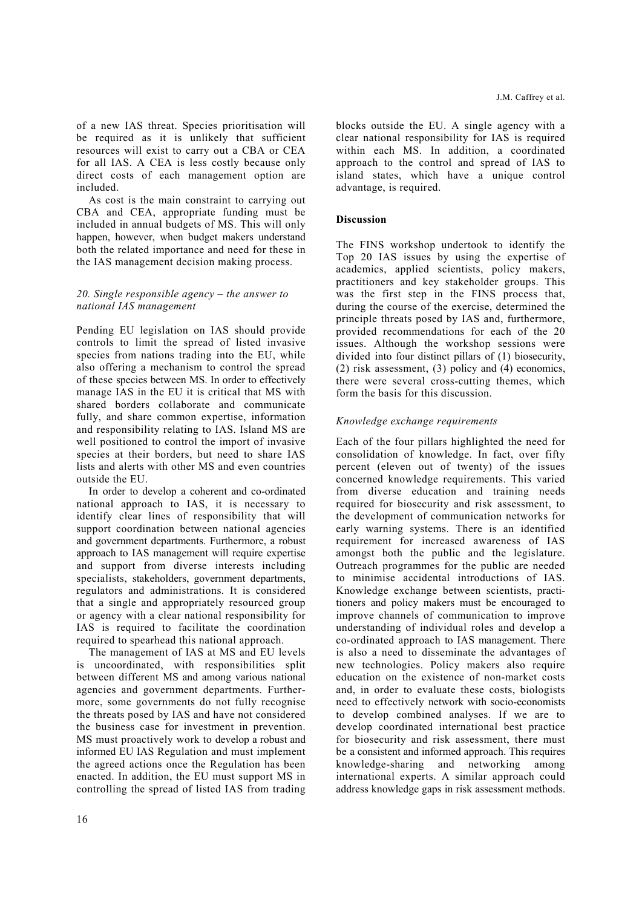of a new IAS threat. Species prioritisation will be required as it is unlikely that sufficient resources will exist to carry out a CBA or CEA for all IAS. A CEA is less costly because only direct costs of each management option are included.

As cost is the main constraint to carrying out CBA and CEA, appropriate funding must be included in annual budgets of MS. This will only happen, however, when budget makers understand both the related importance and need for these in the IAS management decision making process.

### *20. Single responsible agency – the answer to national IAS management*

Pending EU legislation on IAS should provide controls to limit the spread of listed invasive species from nations trading into the EU, while also offering a mechanism to control the spread of these species between MS. In order to effectively manage IAS in the EU it is critical that MS with shared borders collaborate and communicate fully, and share common expertise, information and responsibility relating to IAS. Island MS are well positioned to control the import of invasive species at their borders, but need to share IAS lists and alerts with other MS and even countries outside the EU.

In order to develop a coherent and co-ordinated national approach to IAS, it is necessary to identify clear lines of responsibility that will support coordination between national agencies and government departments. Furthermore, a robust approach to IAS management will require expertise and support from diverse interests including specialists, stakeholders, government departments, regulators and administrations. It is considered that a single and appropriately resourced group or agency with a clear national responsibility for IAS is required to facilitate the coordination required to spearhead this national approach.

The management of IAS at MS and EU levels is uncoordinated, with responsibilities split between different MS and among various national agencies and government departments. Furthermore, some governments do not fully recognise the threats posed by IAS and have not considered the business case for investment in prevention. MS must proactively work to develop a robust and informed EU IAS Regulation and must implement the agreed actions once the Regulation has been enacted. In addition, the EU must support MS in controlling the spread of listed IAS from trading blocks outside the EU. A single agency with a clear national responsibility for IAS is required within each MS. In addition, a coordinated approach to the control and spread of IAS to island states, which have a unique control advantage, is required.

## Discussion

The FINS workshop undertook to identify the Top 20 IAS issues by using the expertise of academics, applied scientists, policy makers, practitioners and key stakeholder groups. This was the first step in the FINS process that, during the course of the exercise, determined the principle threats posed by IAS and, furthermore, provided recommendations for each of the 20 issues. Although the workshop sessions were divided into four distinct pillars of (1) biosecurity, (2) risk assessment, (3) policy and (4) economics, there were several cross-cutting themes, which form the basis for this discussion.

### *Knowledge exchange requirements*

Each of the four pillars highlighted the need for consolidation of knowledge. In fact, over fifty percent (eleven out of twenty) of the issues concerned knowledge requirements. This varied from diverse education and training needs required for biosecurity and risk assessment, to the development of communication networks for early warning systems. There is an identified requirement for increased awareness of IAS amongst both the public and the legislature. Outreach programmes for the public are needed to minimise accidental introductions of IAS. Knowledge exchange between scientists, practitioners and policy makers must be encouraged to improve channels of communication to improve understanding of individual roles and develop a co-ordinated approach to IAS management. There is also a need to disseminate the advantages of new technologies. Policy makers also require education on the existence of non-market costs and, in order to evaluate these costs, biologists need to effectively network with socio-economists to develop combined analyses. If we are to develop coordinated international best practice for biosecurity and risk assessment, there must be a consistent and informed approach. This requires knowledge-sharing and networking among international experts. A similar approach could address knowledge gaps in risk assessment methods.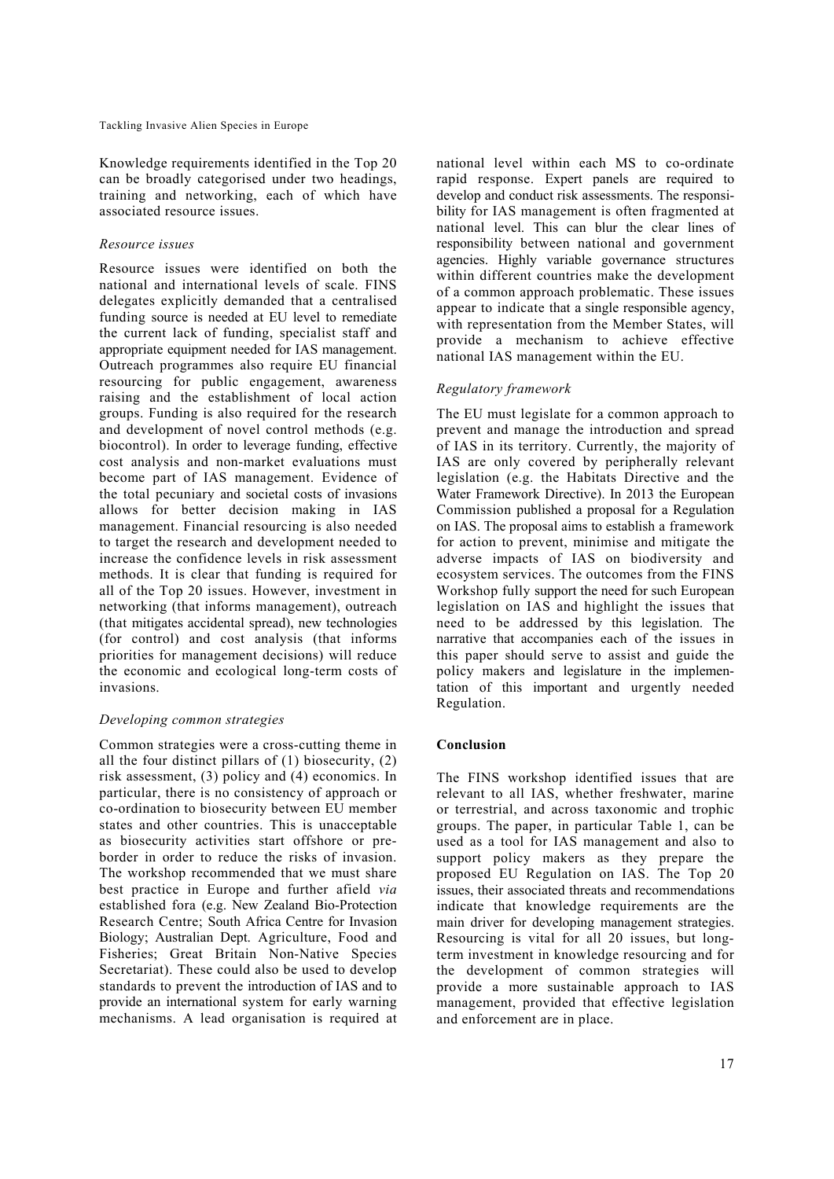Knowledge requirements identified in the Top 20 can be broadly categorised under two headings, training and networking, each of which have associated resource issues.

### *Resource issues*

Resource issues were identified on both the national and international levels of scale. FINS delegates explicitly demanded that a centralised funding source is needed at EU level to remediate the current lack of funding, specialist staff and appropriate equipment needed for IAS management. Outreach programmes also require EU financial resourcing for public engagement, awareness raising and the establishment of local action groups. Funding is also required for the research and development of novel control methods (e.g. biocontrol). In order to leverage funding, effective cost analysis and non-market evaluations must become part of IAS management. Evidence of the total pecuniary and societal costs of invasions allows for better decision making in IAS management. Financial resourcing is also needed to target the research and development needed to increase the confidence levels in risk assessment methods. It is clear that funding is required for all of the Top 20 issues. However, investment in networking (that informs management), outreach (that mitigates accidental spread), new technologies (for control) and cost analysis (that informs priorities for management decisions) will reduce the economic and ecological long-term costs of invasions.

### *Developing common strategies*

Common strategies were a cross-cutting theme in all the four distinct pillars of (1) biosecurity, (2) risk assessment, (3) policy and (4) economics. In particular, there is no consistency of approach or co-ordination to biosecurity between EU member states and other countries. This is unacceptable as biosecurity activities start offshore or pre-border in order to reduce the risks of invasion. The workshop recommended that we must share best practice in Europe and further afield *via* established fora (e.g. New Zealand Bio-Protection Research Centre; South Africa Centre for Invasion Biology; Australian Dept. Agriculture, Food and Fisheries; Great Britain Non-Native Species Secretariat). These could also be used to develop standards to prevent the introduction of IAS and to provide an international system for early warning mechanisms. A lead organisation is required at national level within each MS to co-ordinate rapid response. Expert panels are required to develop and conduct risk assessments. The responsibility for IAS management is often fragmented at national level. This can blur the clear lines of responsibility between national and government agencies. Highly variable governance structures within different countries make the development of a common approach problematic. These issues appear to indicate that a single responsible agency, with representation from the Member States, will provide a mechanism to achieve effective national IAS management within the EU.

### *Regulatory framework*

The EU must legislate for a common approach to prevent and manage the introduction and spread of IAS in its territory. Currently, the majority of IAS are only covered by peripherally relevant legislation (e.g. the Habitats Directive and the Water Framework Directive). In 2013 the European Commission published a proposal for a Regulation on IAS. The proposal aims to establish a framework for action to prevent, minimise and mitigate the adverse impacts of IAS on biodiversity and ecosystem services. The outcomes from the FINS Workshop fully support the need for such European legislation on IAS and highlight the issues that need to be addressed by this legislation. The narrative that accompanies each of the issues in this paper should serve to assist and guide the policy makers and legislature in the implementation of this important and urgently needed Regulation.

## **Conclusion**

The FINS workshop identified issues that are relevant to all IAS, whether freshwater, marine or terrestrial, and across taxonomic and trophic groups. The paper, in particular Table 1, can be used as a tool for IAS management and also to support policy makers as they prepare the proposed EU Regulation on IAS. The Top 20 issues, their associated threats and recommendations indicate that knowledge requirements are the main driver for developing management strategies. Resourcing is vital for all 20 issues, but long-term investment in knowledge resourcing and for the development of common strategies will provide a more sustainable approach to IAS management, provided that effective legislation and enforcement are in place.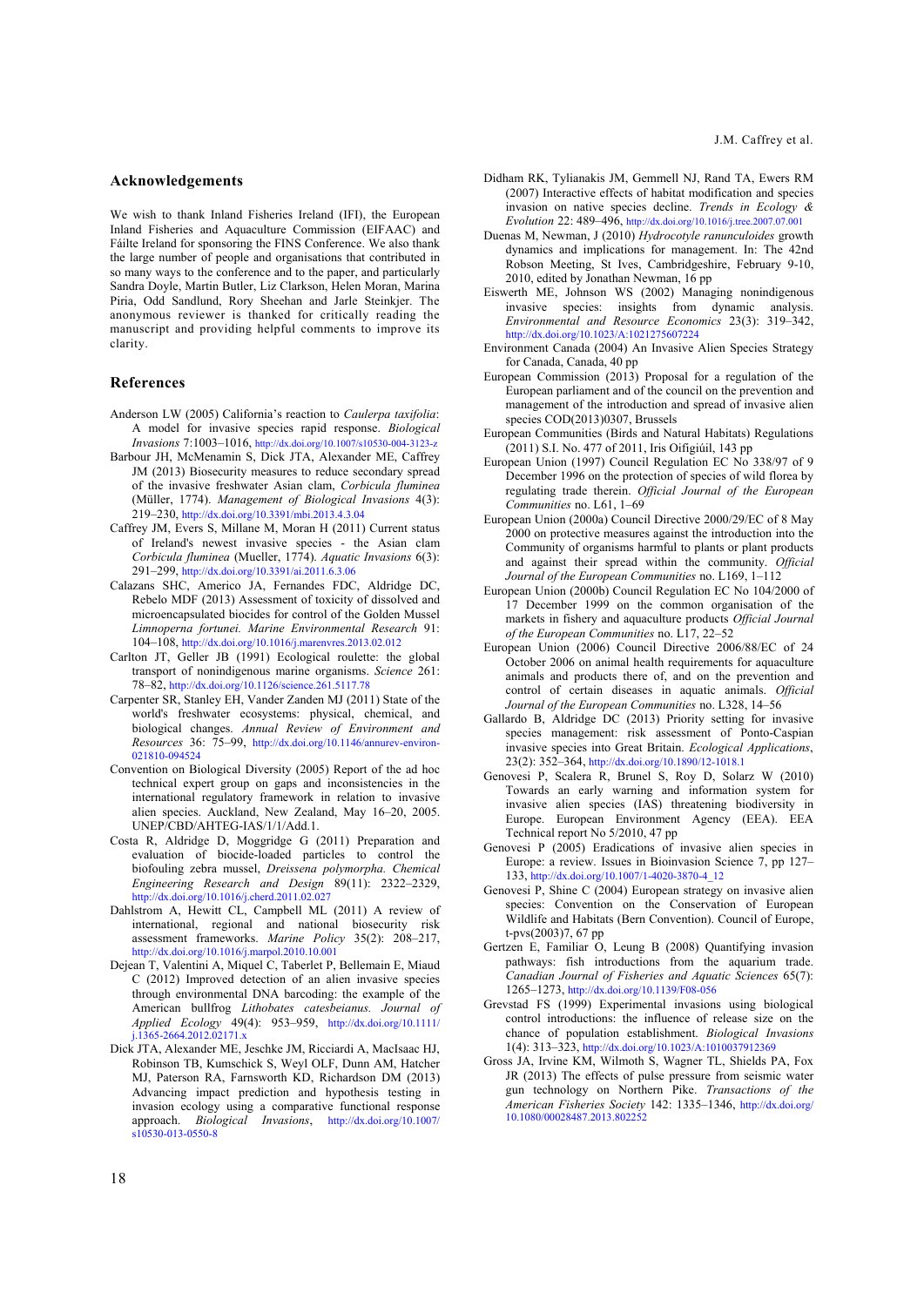## Acknowledgements

We wish to thank Inland Fisheries Ireland (IFI), the European Inland Fisheries and Aquaculture Commission (EIFAAC) and Fáilte Ireland for sponsoring the FINS Conference. We also thank the large number of people and organisations that contributed in so many ways to the conference and to the paper, and particularly Sandra Doyle, Martin Butler, Liz Clarkson, Helen Moran, Marina Piria, Odd Sandlund, Rory Sheehan and Jarle Steinkjer. The anonymous reviewer is thanked for critically reading the manuscript and providing helpful comments to improve its clarity.

## References

Anderson LW (2005) California's reaction to *Caulerpa taxifolia*: A model for invasive species rapid response. *Biological Invasions* 7:1003–1016, http://dx.doi.org/10.1007/s10530-004-3123-z

Barbour JH, McMenamin S, Dick JTA, Alexander ME, Caffrey JM (2013) Biosecurity measures to reduce secondary spread of the invasive freshwater Asian clam, *Corbicula fluminea* (Müller, 1774). *Management of Biological Invasions* 4(3): 219–230, http://dx.doi.org/10.3391/mbi.2013.4.3.04

Caffrey JM, Evers S, Millane M, Moran H (2011) Current status of Ireland's newest invasive species - the Asian clam *Corbicula fluminea* (Mueller, 1774). *Aquatic Invasions* 6(3): 291–299, http://dx.doi.org/10.3391/ai.2011.6.3.06

Calazans SHC, Americo JA, Fernandes FDC, Aldridge DC, Rebelo MDF (2013) Assessment of toxicity of dissolved and microencapsulated biocides for control of the Golden Mussel *Limnoperna fortunei. Marine Environmental Research* 91: 104–108, http://dx.doi.org/10.1016/j.marenvres.2013.02.012

Carlton JT, Geller JB (1991) Ecological roulette: the global transport of nonindigenous marine organisms. *Science* 261: 78–82, http://dx.doi.org/10.1126/science.261.5117.78

Carpenter SR, Stanley EH, Vander Zanden MJ (2011) State of the world's freshwater ecosystems: physical, chemical, and biological changes. *Annual Review of Environment and Resources* 36: 75–99, http://dx.doi.org/10.1146/annurev-environ-021810-094524

Convention on Biological Diversity (2005) Report of the ad hoc technical expert group on gaps and inconsistencies in the international regulatory framework in relation to invasive alien species. Auckland, New Zealand, May 16–20, 2005. UNEP/CBD/AHTEG-IAS/1/1/Add.1.

Costa R, Aldridge D, Moggridge G (2011) Preparation and evaluation of biocide-loaded particles to control the biofouling zebra mussel, *Dreissena polymorpha. Chemical Engineering Research and Design* 89(11): 2322–2329, http://dx.doi.org/10.1016/j.cherd.2011.02.027

Dahlstrom A, Hewitt CL, Campbell ML (2011) A review of international, regional and national biosecurity risk assessment frameworks. *Marine Policy* 35(2): 208–217, http://dx.doi.org/10.1016/j.marpol.2010.10.001

Dejean T, Valentini A, Miquel C, Taberlet P, Bellemain E, Miaud C (2012) Improved detection of an alien invasive species through environmental DNA barcoding: the example of the American bullfrog *Lithobates catesbeianus. Journal of Applied Ecology* 49(4): 953–959, http://dx.doi.org/10.1111/j.1365-2664.2012.02171.x

Dick JTA, Alexander ME, Jeschke JM, Ricciardi A, MacIsaac HJ, Robinson TB, Kumschick S, Weyl OLF, Dunn AM, Hatcher MJ, Paterson RA, Farnsworth KD, Richardson DM (2013) Advancing impact prediction and hypothesis testing in invasion ecology using a comparative functional response approach. *Biological Invasions*, http://dx.doi.org/10.1007/s10530-013-0550-8

Didham RK, Tylianakis JM, Gemmell NJ, Rand TA, Ewers RM (2007) Interactive effects of habitat modification and species invasion on native species decline. *Trends in Ecology & Evolution* 22: 489–496, http://dx.doi.org/10.1016/j.tree.2007.07.001

Duenas M, Newman, J (2010) *Hydrocotyle ranunculoides* growth dynamics and implications for management. In: The 42nd Robson Meeting, St Ives, Cambridgeshire, February 9-10, 2010, edited by Jonathan Newman, 16 pp

Eiswerth ME, Johnson WS (2002) Managing nonindigenous invasive species: insights from dynamic analysis. *Environmental and Resource Economics* 23(3): 319–342, http://dx.doi.org/10.1023/A:1021275607224

Environment Canada (2004) An Invasive Alien Species Strategy for Canada, Canada, 40 pp

European Commission (2013) Proposal for a regulation of the European parliament and of the council on the prevention and management of the introduction and spread of invasive alien species COD(2013)0307, Brussels

European Communities (Birds and Natural Habitats) Regulations (2011) S.I. No. 477 of 2011, Iris Oifigiúil, 143 pp

European Union (1997) Council Regulation EC No 338/97 of 9 December 1996 on the protection of species of wild florea by regulating trade therein. *Official Journal of the European Communities* no. L61, 1–69

European Union (2000a) Council Directive 2000/29/EC of 8 May 2000 on protective measures against the introduction into the Community of organisms harmful to plants or plant products and against their spread within the community. *Official Journal of the European Communities* no. L169, 1–112

European Union (2000b) Council Regulation EC No 104/2000 of 17 December 1999 on the common organisation of the markets in fishery and aquaculture products *Official Journal of the European Communities* no. L17, 22–52

European Union (2006) Council Directive 2006/88/EC of 24 October 2006 on animal health requirements for aquaculture animals and products there of, and on the prevention and control of certain diseases in aquatic animals. *Official Journal of the European Communities* no. L328, 14–56

Gallardo B, Aldridge DC (2013) Priority setting for invasive species management: risk assessment of Ponto-Caspian invasive species into Great Britain. *Ecological Applications*, 23(2): 352–364, http://dx.doi.org/10.1890/12-1018.1

Genovesi P, Scalera R, Brunel S, Roy D, Solarz W (2010) Towards an early warning and information system for invasive alien species (IAS) threatening biodiversity in Europe. European Environment Agency (EEA). EEA Technical report No 5/2010, 47 pp

Genovesi P (2005) Eradications of invasive alien species in Europe: a review. Issues in Bioinvasion Science 7, pp 127–133, http://dx.doi.org/10.1007/1-4020-3870-4_12

Genovesi P, Shine C (2004) European strategy on invasive alien species: Convention on the Conservation of European Wildlife and Habitats (Bern Convention). Council of Europe, t-pvs(2003)7, 67 pp

Gertzen E, Familiar O, Leung B (2008) Quantifying invasion pathways: fish introductions from the aquarium trade. *Canadian Journal of Fisheries and Aquatic Sciences* 65(7): 1265–1273, http://dx.doi.org/10.1139/F08-056

Grevstad FS (1999) Experimental invasions using biological control introductions: the influence of release size on the chance of population establishment. *Biological Invasions* 1(4): 313–323, http://dx.doi.org/10.1023/A:1010037912369

Gross JA, Irvine KM, Wilmoth S, Wagner TL, Shields PA, Fox JR (2013) The effects of pulse pressure from seismic water gun technology on Northern Pike. *Transactions of the American Fisheries Society* 142: 1335–1346, http://dx.doi.org/10.1080/00028487.2013.802252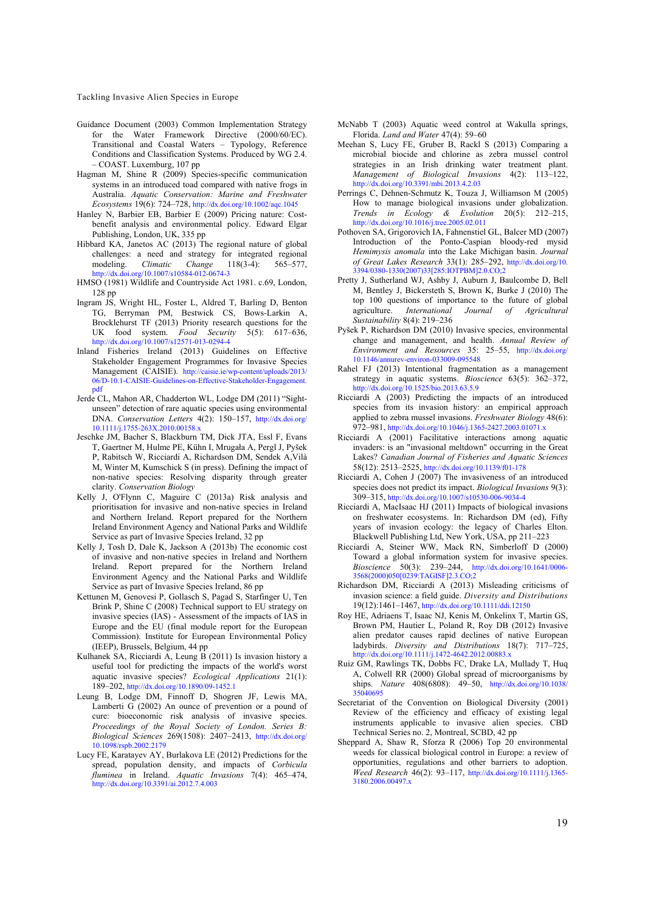Guidance Document (2003) Common Implementation Strategy for the Water Framework Directive (2000/60/EC). Transitional and Coastal Waters – Typology, Reference Conditions and Classification Systems. Produced by WG 2.4. – COAST. Luxemburg, 107 pp

Hagman M, Shine R (2009) Species-specific communication systems in an introduced toad compared with native frogs in Australia. *Aquatic Conservation: Marine and Freshwater Ecosystems* 19(6): 724–728, http://dx.doi.org/10.1002/aqc.1045

Hanley N, Barbier EB, Barbier E (2009) Pricing nature: Cost-benefit analysis and environmental policy. Edward Elgar Publishing, London, UK, 335 pp

Hibbard KA, Janetos AC (2013) The regional nature of global challenges: a need and strategy for integrated regional modeling. *Climatic Change* 118(3-4): 565–577, http://dx.doi.org/10.1007/s10584-012-0674-3

HMSO (1981) Wildlife and Countryside Act 1981. c.69, London, 128 pp

Ingram JS, Wright HL, Foster L, Aldred T, Barling D, Benton TG, Berryman PM, Bestwick CS, Bows-Larkin A, Brocklehurst TF (2013) Priority research questions for the UK food system. *Food Security* 5(5): 617–636, http://dx.doi.org/10.1007/s12571-013-0294-4

Inland Fisheries Ireland (2013) Guidelines on Effective Stakeholder Engagement Programmes for Invasive Species Management (CAISIE). http://caisie.ie/wp-content/uploads/2013/06/D-10.1-CAISIE-Guidelines-on-Effective-Stakeholder-Engagement.pdf

Jerde CL, Mahon AR, Chadderton WL, Lodge DM (2011) "Sight-unseen" detection of rare aquatic species using environmental DNA. *Conservation Letters* 4(2): 150–157, http://dx.doi.org/10.1111/j.1755-263X.2010.00158.x

Jeschke JM, Bacher S, Blackburn TM, Dick JTA, Essl F, Evans T, Gaertner M, Hulme PE, Kühn I, Mrugała A, Pergl J, Pyšek P, Rabitsch W, Ricciardi A, Richardson DM, Sendek A,Vilà M, Winter M, Kumschick S (in press). Defining the impact of non-native species: Resolving disparity through greater clarity. *Conservation Biology*

Kelly J, O'Flynn C, Maguire C (2013a) Risk analysis and prioritisation for invasive and non-native species in Ireland and Northern Ireland. Report prepared for the Northern Ireland Environment Agency and National Parks and Wildlife Service as part of Invasive Species Ireland, 32 pp

Kelly J, Tosh D, Dale K, Jackson A (2013b) The economic cost of invasive and non-native species in Ireland and Northern Ireland. Report prepared for the Northern Ireland Environment Agency and the National Parks and Wildlife Service as part of Invasive Species Ireland, 86 pp

Kettunen M, Genovesi P, Gollasch S, Pagad S, Starfinger U, Ten Brink P, Shine C (2008) Technical support to EU strategy on invasive species (IAS) - Assessment of the impacts of IAS in Europe and the EU (final module report for the European Commission). Institute for European Environmental Policy (IEEP), Brussels, Belgium, 44 pp

Kulhanek SA, Ricciardi A, Leung B (2011) Is invasion history a useful tool for predicting the impacts of the world's worst aquatic invasive species? *Ecological Applications* 21(1): 189–202, http://dx.doi.org/10.1890/09-1452.1

Leung B, Lodge DM, Finnoff D, Shogren JF, Lewis MA, Lamberti G (2002) An ounce of prevention or a pound of cure: bioeconomic risk analysis of invasive species. *Proceedings of the Royal Society of London. Series B: Biological Sciences* 269(1508): 2407–2413, http://dx.doi.org/10.1098/rspb.2002.2179

Lucy FE, Karatayev AY, Burlakova LE (2012) Predictions for the spread, population density, and impacts of *Corbicula fluminea* in Ireland. *Aquatic Invasions* 7(4): 465–474, http://dx.doi.org/10.3391/ai.2012.7.4.003

McNabb T (2003) Aquatic weed control at Wakulla springs, Florida. *Land and Water* 47(4): 59–60

Meehan S, Lucy FE, Gruber B, Rackl S (2013) Comparing a microbial biocide and chlorine as zebra mussel control strategies in an Irish drinking water treatment plant. *Management of Biological Invasions* 4(2): 113–122, http://dx.doi.org/10.3391/mbi.2013.4.2.03

Perrings C, Dehnen-Schmutz K, Touza J, Williamson M (2005) How to manage biological invasions under globalization. *Trends in Ecology & Evolution* 20(5): 212–215, http://dx.doi.org/10.1016/j.tree.2005.02.011

Pothoven SA, Grigorovich IA, Fahnenstiel GL, Balcer MD (2007) Introduction of the Ponto-Caspian bloody-red *Hemimysis anomala* into the Lake Michigan basin. *Journal of Great Lakes Research* 33(1): 285–292, http://dx.doi.org/10.3394/0380-1330(2007)33[285:IOTPBM]2.0.CO;2

Pretty J, Sutherland WJ, Ashby J, Auburn J, Baulcombe D, Bell M, Bentley J, Bickersteth S, Brown K, Burke J (2010) The top 100 questions of importance to the future of global agriculture. *International Journal of Agricultural Sustainability* 8(4): 219–236

Pyšek P, Richardson DM (2010) Invasive species, environmental change and management, and health. *Annual Review of Environment and Resources* 35: 25–55, http://dx.doi.org/10.1146/annurev-environ-033009-095548

Rahel FJ (2013) Intentional fragmentation as a management strategy in aquatic systems. *Bioscience* 63(5): 362–372, http://dx.doi.org/10.1525/bio.2013.63.5.9

Ricciardi A (2003) Predicting the impacts of an introduced species from its invasion history: an empirical approach applied to zebra mussel invasions. *Freshwater Biology* 48(6): 972–981, http://dx.doi.org/10.1046/j.1365-2427.2003.01071.x

Ricciardi A (2001) Facilitative interactions among aquatic invaders: is an "invasional meltdown" occurring in the Great Lakes? *Canadian Journal of Fisheries and Aquatic Sciences* 58(12): 2513–2525, http://dx.doi.org/10.1139/f01-178

Ricciardi A, Cohen J (2007) The invasiveness of an introduced species does not predict its impact. *Biological Invasions* 9(3): 309–315, http://dx.doi.org/10.1007/s10530-006-9034-4

Ricciardi A, MacIsaac HJ (2011) Impacts of biological invasions on freshwater ecosystems. In: Richardson DM (ed), Fifty years of invasion ecology: the legacy of Charles Elton. Blackwell Publishing Ltd, New York, USA, pp 211–223

Ricciardi A, Steiner WW, Mack RN, Simberloff D (2000) Toward a global information system for invasive species. *Bioscience* 50(3): 239–244, http://dx.doi.org/10.1641/0006-3568(2000)050[0239:TAGISF]2.3.CO;2

Richardson DM, Ricciardi A (2013) Misleading criticisms of invasion science: a field guide. *Diversity and Distributions* 19(12):1461–1467, http://dx.doi.org/10.1111/ddi.12150

Roy HE, Adriaens T, Isaac NJ, Kenis M, Onkelinx T, Martin GS, Brown PM, Hautier L, Poland R, Roy DB (2012) Invasive alien predator causes rapid declines of native European ladybirds. *Diversity and Distributions* 18(7): 717–725, http://dx.doi.org/10.1111/j.1472-4642.2012.00883.x

Ruiz GM, Rawlings TK, Dobbs FC, Drake LA, Mullady T, Huq A, Colwell RR (2000) Global spread of microorganisms by ships. *Nature* 408(6808): 49–50, http://dx.doi.org/10.1038/35040695

Secretariat of the Convention on Biological Diversity (2001) Review of the efficiency and efficacy of existing legal instruments applicable to invasive alien species. CBD Technical Series no. 2, Montreal, SCBD, 42 pp

Sheppard A, Shaw R, Sforza R (2006) Top 20 environmental weeds for classical biological control in Europe: a review of opportunities, regulations and other barriers to adoption. *Weed Research* 46(2): 93–117, http://dx.doi.org/10.1111/j.1365-3180.2006.00497.x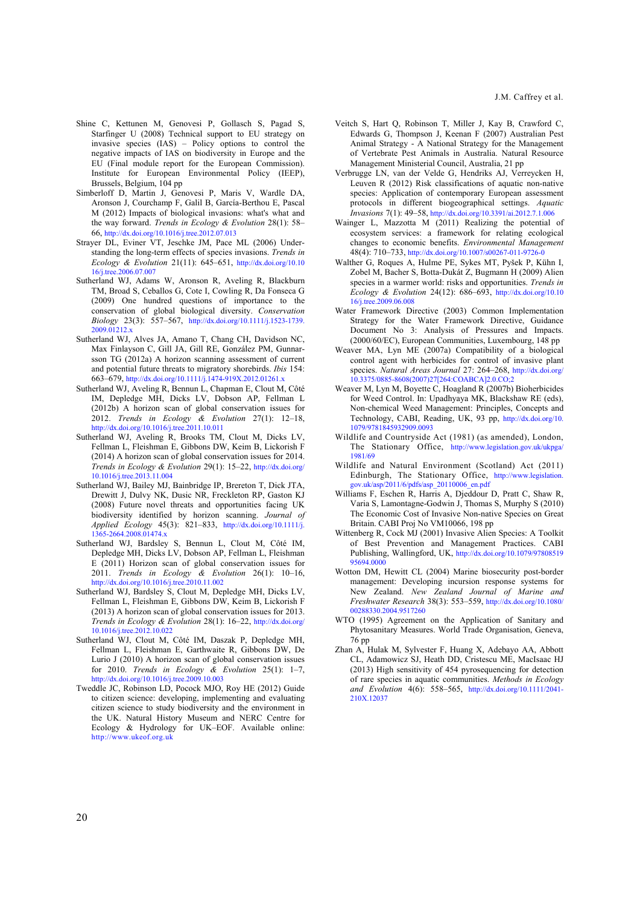Shine C, Kettunen M, Genovesi P, Gollasch S, Pagad S, Starfinger U (2008) Technical support to EU strategy on invasive species (IAS) – Policy options to control the negative impacts of IAS on biodiversity in Europe and the EU (Final module report for the European Commission). Institute for European Environmental Policy (IEEP), Brussels, Belgium, 104 pp

Simberloff D, Martin J, Genovesi P, Maris V, Wardle DA, Aronson J, Courchamp F, Galil B, García-Berthou E, Pascal M (2012) Impacts of biological invasions: what's what and the way forward. *Trends in Ecology & Evolution* 28(1): 58–66, http://dx.doi.org/10.1016/j.tree.2012.07.013

Strayer DL, Eviner VT, Jeschke JM, Pace ML (2006) Understanding the long-term effects of species invasions. *Trends in Ecology & Evolution* 21(11): 645–651, http://dx.doi.org/10.1016/j.tree.2006.07.007

Sutherland WJ, Adams W, Aronson R, Aveling R, Blackburn TM, Broad S, Ceballos G, Cote I, Cowling R, Da Fonseca G (2009) One hundred questions of importance to the conservation of global biological diversity. *Conservation Biology* 23(3): 557–567, http://dx.doi.org/10.1111/j.1523-1739.2009.01212.x

Sutherland WJ, Alves JA, Amano T, Chang CH, Davidson NC, Max Finlayson C, Gill JA, Gill RE, González PM, Gunnarsson TG (2012a) A horizon scanning assessment of current and potential future threats to migratory shorebirds. *Ibis* 154: 663–679, http://dx.doi.org/10.1111/j.1474-919X.2012.01261.x

Sutherland WJ, Aveling R, Bennun L, Chapman E, Clout M, Côté IM, Depledge MH, Dicks LV, Dobson AP, Fellman L (2012b) A horizon scan of global conservation issues for 2012. *Trends in Ecology & Evolution* 27(1): 12–18, http://dx.doi.org/10.1016/j.tree.2011.10.011

Sutherland WJ, Aveling R, Brooks TM, Clout M, Dicks LV, Fellman L, Fleishman E, Gibbons DW, Keim B, Lickorish F (2014) A horizon scan of global conservation issues for 2014. *Trends in Ecology & Evolution* 29(1): 15–22, http://dx.doi.org/10.1016/j.tree.2013.11.004

Sutherland WJ, Bailey MJ, Bainbridge IP, Brereton T, Dick JTA, Drewitt J, Dulvy NK, Dusic NR, Freckleton RP, Gaston KJ (2008) Future novel threats and opportunities facing UK biodiversity identified by horizon scanning. *Journal of Applied Ecology* 45(3): 821–833, http://dx.doi.org/10.1111/j.1365-2664.2008.01474.x

Sutherland WJ, Bardsley S, Bennun L, Clout M, Côté IM, Depledge MH, Dicks LV, Dobson AP, Fellman L, Fleishman E (2011) Horizon scan of global conservation issues for 2011. *Trends in Ecology & Evolution* 26(1): 10–16, http://dx.doi.org/10.1016/j.tree.2010.11.002

Sutherland WJ, Bardsley S, Clout M, Depledge MH, Dicks LV, Fellman L, Fleishman E, Gibbons DW, Keim B, Lickorish F (2013) A horizon scan of global conservation issues for 2013. *Trends in Ecology & Evolution* 28(1): 16–22, http://dx.doi.org/10.1016/j.tree.2012.10.022

Sutherland WJ, Clout M, Côté IM, Daszak P, Depledge MH, Fellman L, Fleishman E, Garthwaite R, Gibbons DW, De Lurio J (2010) A horizon scan of global conservation issues for 2010. *Trends in Ecology & Evolution* 25(1): 1–7, http://dx.doi.org/10.1016/j.tree.2009.10.003

Tweddle JC, Robinson LD, Pocock MJO, Roy HE (2012) Guide to citizen science: developing, implementing and evaluating citizen science to study biodiversity and the environment in the UK. Natural History Museum and NERC Centre for Ecology & Hydrology for UK–EOF. Available online: http://www.ukeof.org.uk

Veitch S, Hart Q, Robinson T, Miller J, Kay B, Crawford C, Edwards G, Thompson J, Keenan F (2007) Australian Pest Animal Strategy - A National Strategy for the Management of Vertebrate Pest Animals in Australia. Natural Resource Management Ministerial Council, Australia, 21 pp

Verbrugge LN, van der Velde G, Hendriks AJ, Verreycken H, Leuven R (2012) Risk classifications of aquatic non-native species: Application of contemporary European assessment protocols in different biogeographical settings. *Aquatic Invasions* 7(1): 49–58, http://dx.doi.org/10.3391/ai.2012.7.1.006

Wainger L, Mazzotta M (2011) Realizing the potential of ecosystem services: a framework for relating ecological changes to economic benefits. *Environmental Management* 48(4): 710–733, http://dx.doi.org/10.1007/s00267-011-9726-0

Walther G, Roques A, Hulme PE, Sykes MT, Pyšek P, Kühn I, Zobel M, Bacher S, Botta-Dukát Z, Bugmann H (2009) Alien species in a warmer world: risks and opportunities. *Trends in Ecology & Evolution* 24(12): 686–693, http://dx.doi.org/10.1016/j.tree.2009.06.008

Water Framework Directive (2003) Common Implementation Strategy for the Water Framework Directive, Guidance Document No 3: Analysis of Pressures and Impacts. (2000/60/EC), European Communities, Luxembourg, 148 pp

Weaver MA, Lyn ME (2007a) Compatibility of a biological control agent with herbicides for control of invasive plant species. *Natural Areas Journal* 27: 264–268, http://dx.doi.org/10.3375/0885-8608(2007)27[264:COABCA]2.0.CO;2

Weaver M, Lyn M, Boyette C, Hoagland R (2007b) Bioherbicides for Weed Control. In: Upadhyaya MK, Blackshaw RE (eds), Non-chemical Weed Management: Principles, Concepts and Technology, CABI, Reading, UK, 93 pp, http://dx.doi.org/10.1079/9781845932909.0093

Wildlife and Countryside Act (1981) (as amended), London, The Stationary Office, http://www.legislation.gov.uk/ukpga/1981/69

Wildlife and Natural Environment (Scotland) Act (2011) Edinburgh, The Stationary Office, http://www.legislation.gov.uk/asp/2011/6/pdfs/asp_20110006_en.pdf

Williams F, Eschen R, Harris A, Djeddour D, Pratt C, Shaw R, Varia S, Lamontagne-Godwin J, Thomas S, Murphy S (2010) The Economic Cost of Invasive Non-native Species on Great Britain. CABI Proj No VM10066, 198 pp

Wittenberg R, Cock MJ (2001) Invasive Alien Species: A Toolkit of Best Prevention and Management Practices. CABI Publishing, Wallingford, UK, http://dx.doi.org/10.1079/9780851995694.0000

Wotton DM, Hewitt CL (2004) Marine biosecurity post-border management: Developing incursion response systems for New Zealand. *New Zealand Journal of Marine and Freshwater Research* 38(3): 553–559, http://dx.doi.org/10.1080/00288330.2004.9517260

WTO (1995) Agreement on the Application of Sanitary and Phytosanitary Measures. World Trade Organisation, Geneva, 76 pp

Zhan A, Hulak M, Sylvester F, Huang X, Adebayo AA, Abbott CL, Adamowicz SJ, Heath DD, Cristescu ME, MacIsaac HJ (2013) High sensitivity of 454 pyrosequencing for detection of rare species in aquatic communities. *Methods in Ecology and Evolution* 4(6): 558–565, http://dx.doi.org/10.1111/2041-210X.12037